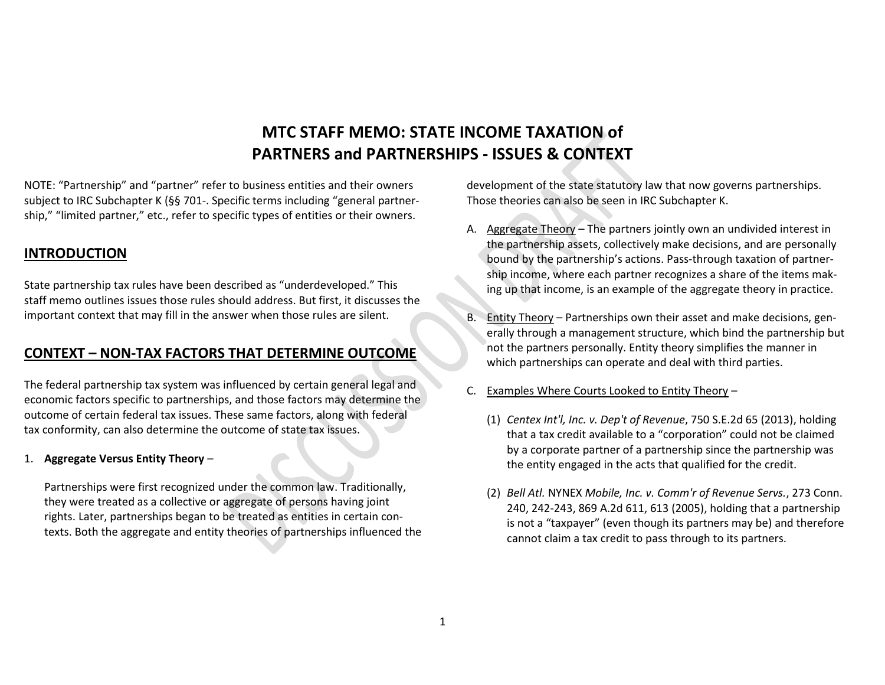# MTC STAFF MEMO: STATE INCOME TAXATION of PARTNERS and PARTNERSHIPS - ISSUES & CONTEXT

NOTE: "Partnership" and "partner" refer to business entities and their owners subject to IRC Subchapter K (§§ 701-. Specific terms including "general partnership," "limited partner," etc., refer to specific types of entities or their owners.

## INTRODUCTION

State partnership tax rules have been described as "underdeveloped." This staff memo outlines issues those rules should address. But first, it discusses the important context that may fill in the answer when those rules are silent.

## CONTEXT – NON-TAX FACTORS THAT DETERMINE OUTCOME

The federal partnership tax system was influenced by certain general legal and economic factors specific to partnerships, and those factors may determine the outcome of certain federal tax issues. These same factors, along with federal tax conformity, can also determine the outcome of state tax issues.

1. **Aggregate Versus Entity Theory** –

   Partnerships were first recognized under the common law. Traditionally, they were treated as a collective or aggregate of persons having joint rights. Later, partnerships began to be treated as entities in certain contexts. Both the aggregate and entity theories of partnerships influenced the development of the state statutory law that now governs partnerships. Those theories can also be seen in IRC Subchapter K.

   A. Aggregate Theory – The partners jointly own an undivided interest in the partnership assets, collectively make decisions, and are personally bound by the partnership's actions. Pass-through taxation of partnership income, where each partner recognizes a share of the items making up that income, is an example of the aggregate theory in practice.

   B. Entity Theory – Partnerships own their asset and make decisions, generally through a management structure, which bind the partnership but not the partners personally. Entity theory simplifies the manner in which partnerships can operate and deal with third parties.

   C. Examples Where Courts Looked to Entity Theory –

      (1) *Centex Int'l, Inc. v. Dep't of Revenue*, 750 S.E.2d 65 (2013), holding that a tax credit available to a "corporation" could not be claimed by a corporate partner of a partnership since the partnership was the entity engaged in the acts that qualified for the credit.

      (2) *Bell Atl.* NYNEX *Mobile, Inc. v. Comm'r of Revenue Servs.*, 273 Conn. 240, 242-243, 869 A.2d 611, 613 (2005), holding that a partnership is not a "taxpayer" (even though its partners may be) and therefore cannot claim a tax credit to pass through to its partners.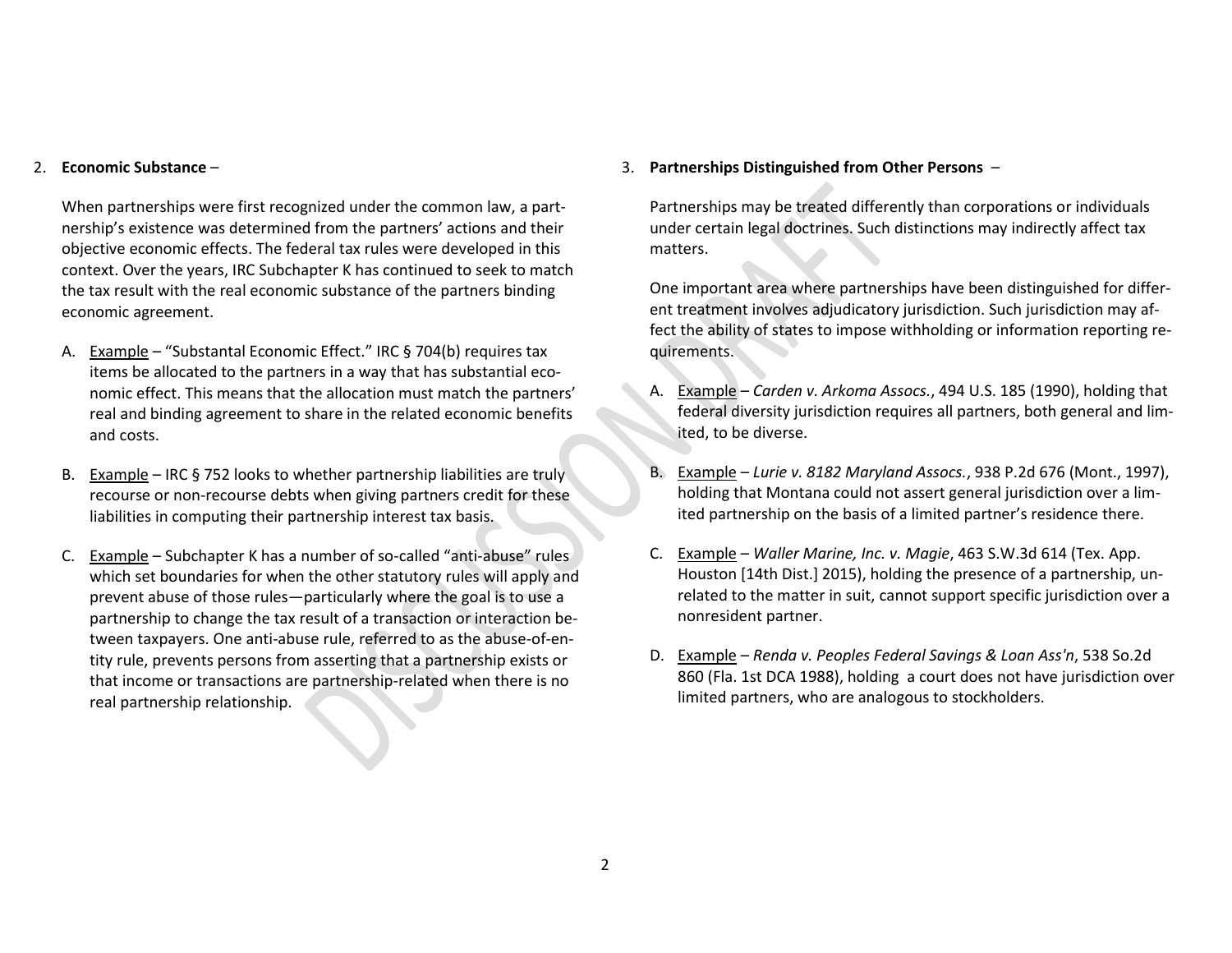2. **Economic Substance** –

   When partnerships were first recognized under the common law, a partnership's existence was determined from the partners' actions and their objective economic effects. The federal tax rules were developed in this context. Over the years, IRC Subchapter K has continued to seek to match the tax result with the real economic substance of the partners binding economic agreement.

   A. Example – "Substantal Economic Effect." IRC § 704(b) requires tax items be allocated to the partners in a way that has substantial economic effect. This means that the allocation must match the partners' real and binding agreement to share in the related economic benefits and costs.

   B. Example – IRC § 752 looks to whether partnership liabilities are truly recourse or non-recourse debts when giving partners credit for these liabilities in computing their partnership interest tax basis.

   C. Example – Subchapter K has a number of so-called "anti-abuse" rules which set boundaries for when the other statutory rules will apply and prevent abuse of those rules—particularly where the goal is to use a partnership to change the tax result of a transaction or interaction between taxpayers. One anti-abuse rule, referred to as the abuse-of-entity rule, prevents persons from asserting that a partnership exists or that income or transactions are partnership-related when there is no real partnership relationship.

3. **Partnerships Distinguished from Other Persons** –

   Partnerships may be treated differently than corporations or individuals under certain legal doctrines. Such distinctions may indirectly affect tax matters.

   One important area where partnerships have been distinguished for different treatment involves adjudicatory jurisdiction. Such jurisdiction may affect the ability of states to impose withholding or information reporting requirements.

   A. Example – *Carden v. Arkoma Assocs.*, 494 U.S. 185 (1990), holding that federal diversity jurisdiction requires all partners, both general and limited, to be diverse.

   B. Example – *Lurie v. 8182 Maryland Assocs.*, 938 P.2d 676 (Mont., 1997), holding that Montana could not assert general jurisdiction over a limited partnership on the basis of a limited partner's residence there.

   C. Example – *Waller Marine, Inc. v. Magie*, 463 S.W.3d 614 (Tex. App. Houston [14th Dist.] 2015), holding the presence of a partnership, unrelated to the matter in suit, cannot support specific jurisdiction over a nonresident partner.

   D. Example – *Renda v. Peoples Federal Savings & Loan Ass'n*, 538 So.2d 860 (Fla. 1st DCA 1988), holding a court does not have jurisdiction over limited partners, who are analogous to stockholders.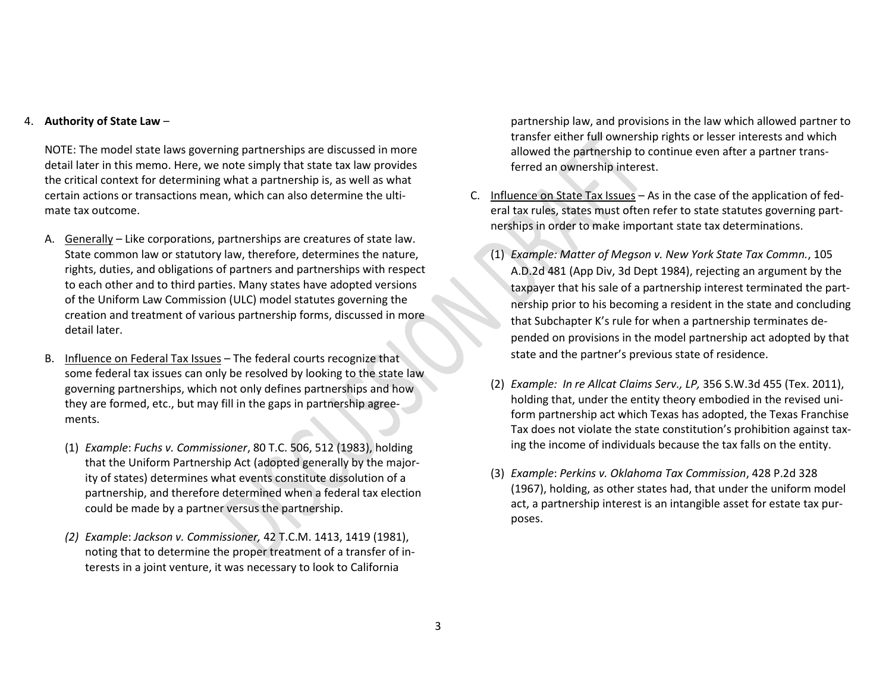4. **Authority of State Law** –

   NOTE: The model state laws governing partnerships are discussed in more detail later in this memo. Here, we note simply that state tax law provides the critical context for determining what a partnership is, as well as what certain actions or transactions mean, which can also determine the ultimate tax outcome.

   A. Generally – Like corporations, partnerships are creatures of state law. State common law or statutory law, therefore, determines the nature, rights, duties, and obligations of partners and partnerships with respect to each other and to third parties. Many states have adopted versions of the Uniform Law Commission (ULC) model statutes governing the creation and treatment of various partnership forms, discussed in more detail later.

   B. Influence on Federal Tax Issues – The federal courts recognize that some federal tax issues can only be resolved by looking to the state law governing partnerships, which not only defines partnerships and how they are formed, etc., but may fill in the gaps in partnership agreements.

      (1) *Example*: *Fuchs v. Commissioner*, 80 T.C. 506, 512 (1983), holding that the Uniform Partnership Act (adopted generally by the majority of states) determines what events constitute dissolution of a partnership, and therefore determined when a federal tax election could be made by a partner versus the partnership.

      *(2) Example*: *Jackson v. Commissioner,* 42 T.C.M. 1413, 1419 (1981), noting that to determine the proper treatment of a transfer of interests in a joint venture, it was necessary to look to California partnership law, and provisions in the law which allowed partner to transfer either full ownership rights or lesser interests and which allowed the partnership to continue even after a partner transferred an ownership interest.

   C. Influence on State Tax Issues – As in the case of the application of federal tax rules, states must often refer to state statutes governing partnerships in order to make important state tax determinations.

      (1) *Example: Matter of Megson v. New York State Tax Commn.*, 105 A.D.2d 481 (App Div, 3d Dept 1984), rejecting an argument by the taxpayer that his sale of a partnership interest terminated the partnership prior to his becoming a resident in the state and concluding that Subchapter K's rule for when a partnership terminates depended on provisions in the model partnership act adopted by that state and the partner's previous state of residence.

      (2) *Example: In re Allcat Claims Serv., LP,* 356 S.W.3d 455 (Tex. 2011), holding that, under the entity theory embodied in the revised uniform partnership act which Texas has adopted, the Texas Franchise Tax does not violate the state constitution's prohibition against taxing the income of individuals because the tax falls on the entity.

      (3) *Example*: *Perkins v. Oklahoma Tax Commission*, 428 P.2d 328 (1967), holding, as other states had, that under the uniform model act, a partnership interest is an intangible asset for estate tax purposes.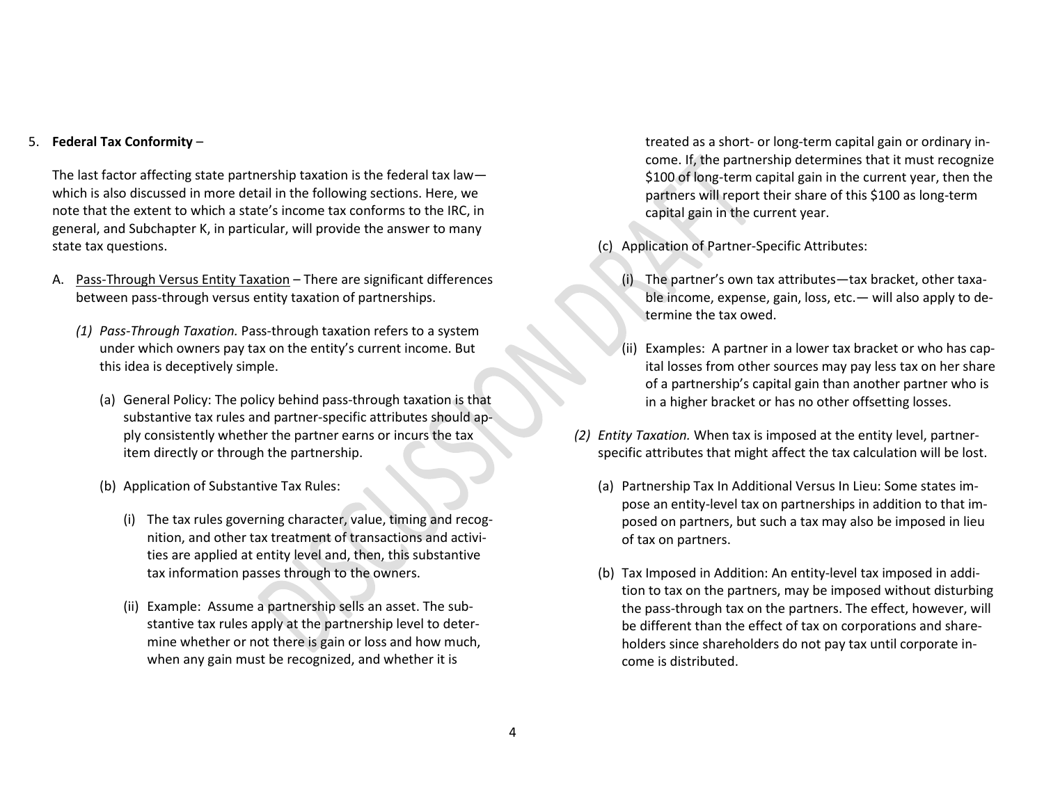5. **Federal Tax Conformity** –

The last factor affecting state partnership taxation is the federal tax law—which is also discussed in more detail in the following sections. Here, we note that the extent to which a state's income tax conforms to the IRC, in general, and Subchapter K, in particular, will provide the answer to many state tax questions.

A. Pass-Through Versus Entity Taxation – There are significant differences between pass-through versus entity taxation of partnerships.

   *(1) Pass-Through Taxation.* Pass-through taxation refers to a system under which owners pay tax on the entity's current income. But this idea is deceptively simple.

   (a) General Policy: The policy behind pass-through taxation is that substantive tax rules and partner-specific attributes should apply consistently whether the partner earns or incurs the tax item directly or through the partnership.

   (b) Application of Substantive Tax Rules:

   (i) The tax rules governing character, value, timing and recognition, and other tax treatment of transactions and activities are applied at entity level and, then, this substantive tax information passes through to the owners.

   (ii) Example: Assume a partnership sells an asset. The substantive tax rules apply at the partnership level to determine whether or not there is gain or loss and how much, when any gain must be recognized, and whether it is treated as a short- or long-term capital gain or ordinary income. If, the partnership determines that it must recognize $100 of long-term capital gain in the current year, then the partners will report their share of this $100 as long-term capital gain in the current year.

   (c) Application of Partner-Specific Attributes:

   (i) The partner's own tax attributes—tax bracket, other taxable income, expense, gain, loss, etc.— will also apply to determine the tax owed.

   (ii) Examples: A partner in a lower tax bracket or who has capital losses from other sources may pay less tax on her share of a partnership's capital gain than another partner who is in a higher bracket or has no other offsetting losses.

   *(2) Entity Taxation.* When tax is imposed at the entity level, partner-specific attributes that might affect the tax calculation will be lost.

   (a) Partnership Tax In Additional Versus In Lieu: Some states impose an entity-level tax on partnerships in addition to that imposed on partners, but such a tax may also be imposed in lieu of tax on partners.

   (b) Tax Imposed in Addition: An entity-level tax imposed in addition to tax on the partners, may be imposed without disturbing the pass-through tax on the partners. The effect, however, will be different than the effect of tax on corporations and shareholders since shareholders do not pay tax until corporate income is distributed.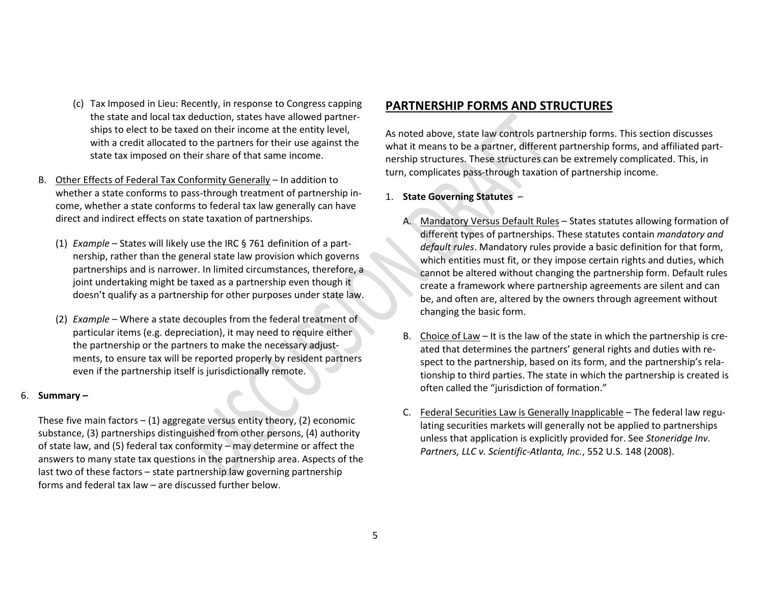(c) Tax Imposed in Lieu: Recently, in response to Congress capping the state and local tax deduction, states have allowed partnerships to elect to be taxed on their income at the entity level, with a credit allocated to the partners for their use against the state tax imposed on their share of that same income.

B. <u>Other Effects of Federal Tax Conformity Generally</u> – In addition to whether a state conforms to pass-through treatment of partnership income, whether a state conforms to federal tax law generally can have direct and indirect effects on state taxation of partnerships.

(1) *Example* – States will likely use the IRC § 761 definition of a partnership, rather than the general state law provision which governs partnerships and is narrower. In limited circumstances, therefore, a joint undertaking might be taxed as a partnership even though it doesn't qualify as a partnership for other purposes under state law.

(2) *Example* – Where a state decouples from the federal treatment of particular items (e.g. depreciation), it may need to require either the partnership or the partners to make the necessary adjustments, to ensure tax will be reported properly by resident partners even if the partnership itself is jurisdictionally remote.

6. **Summary –**

These five main factors – (1) aggregate versus entity theory, (2) economic substance, (3) partnerships distinguished from other persons, (4) authority of state law, and (5) federal tax conformity – may determine or affect the answers to many state tax questions in the partnership area. Aspects of the last two of these factors – state partnership law governing partnership forms and federal tax law – are discussed further below.

## PARTNERSHIP FORMS AND STRUCTURES

As noted above, state law controls partnership forms. This section discusses what it means to be a partner, different partnership forms, and affiliated partnership structures. These structures can be extremely complicated. This, in turn, complicates pass-through taxation of partnership income.

1. **State Governing Statutes** –

A. <u>Mandatory Versus Default Rules</u> – States statutes allowing formation of different types of partnerships. These statutes contain *mandatory and default rules*. Mandatory rules provide a basic definition for that form, which entities must fit, or they impose certain rights and duties, which cannot be altered without changing the partnership form. Default rules create a framework where partnership agreements are silent and can be, and often are, altered by the owners through agreement without changing the basic form.

B. <u>Choice of Law</u> – It is the law of the state in which the partnership is created that determines the partners' general rights and duties with respect to the partnership, based on its form, and the partnership's relationship to third parties. The state in which the partnership is created is often called the "jurisdiction of formation."

C. <u>Federal Securities Law is Generally Inapplicable</u> – The federal law regulating securities markets will generally not be applied to partnerships unless that application is explicitly provided for. See *Stoneridge Inv. Partners, LLC v. Scientific-Atlanta, Inc.*, 552 U.S. 148 (2008).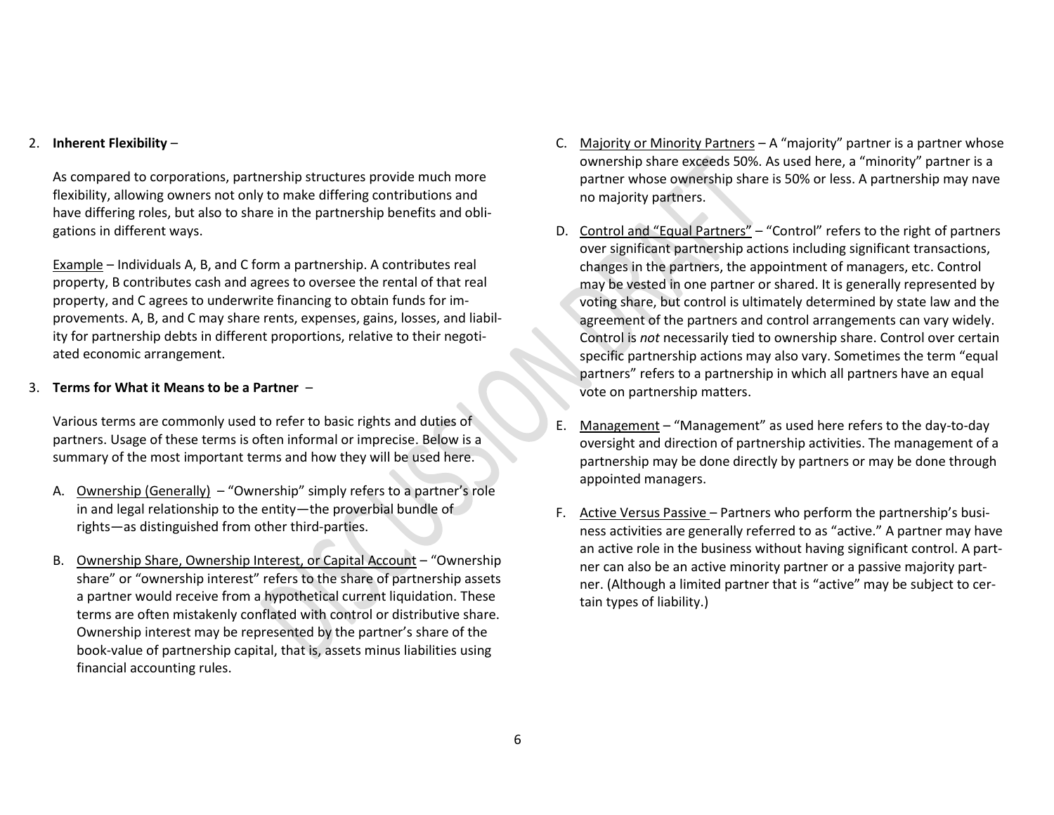2. **Inherent Flexibility** –

   As compared to corporations, partnership structures provide much more flexibility, allowing owners not only to make differing contributions and have differing roles, but also to share in the partnership benefits and obligations in different ways.

   Example – Individuals A, B, and C form a partnership. A contributes real property, B contributes cash and agrees to oversee the rental of that real property, and C agrees to underwrite financing to obtain funds for improvements. A, B, and C may share rents, expenses, gains, losses, and liability for partnership debts in different proportions, relative to their negotiated economic arrangement.

3. **Terms for What it Means to be a Partner** –

   Various terms are commonly used to refer to basic rights and duties of partners. Usage of these terms is often informal or imprecise. Below is a summary of the most important terms and how they will be used here.

   A. Ownership (Generally) – "Ownership" simply refers to a partner's role in and legal relationship to the entity—the proverbial bundle of rights—as distinguished from other third-parties.

   B. Ownership Share, Ownership Interest, or Capital Account – "Ownership share" or "ownership interest" refers to the share of partnership assets a partner would receive from a hypothetical current liquidation. These terms are often mistakenly conflated with control or distributive share. Ownership interest may be represented by the partner's share of the book-value of partnership capital, that is, assets minus liabilities using financial accounting rules.

   C. Majority or Minority Partners – A "majority" partner is a partner whose ownership share exceeds 50%. As used here, a "minority" partner is a partner whose ownership share is 50% or less. A partnership may nave no majority partners.

   D. Control and "Equal Partners" – "Control" refers to the right of partners over significant partnership actions including significant transactions, changes in the partners, the appointment of managers, etc. Control may be vested in one partner or shared. It is generally represented by voting share, but control is ultimately determined by state law and the agreement of the partners and control arrangements can vary widely. Control is *not* necessarily tied to ownership share. Control over certain specific partnership actions may also vary. Sometimes the term "equal partners" refers to a partnership in which all partners have an equal vote on partnership matters.

   E. Management – "Management" as used here refers to the day-to-day oversight and direction of partnership activities. The management of a partnership may be done directly by partners or may be done through appointed managers.

   F. Active Versus Passive – Partners who perform the partnership's business activities are generally referred to as "active." A partner may have an active role in the business without having significant control. A partner can also be an active minority partner or a passive majority partner. (Although a limited partner that is "active" may be subject to certain types of liability.)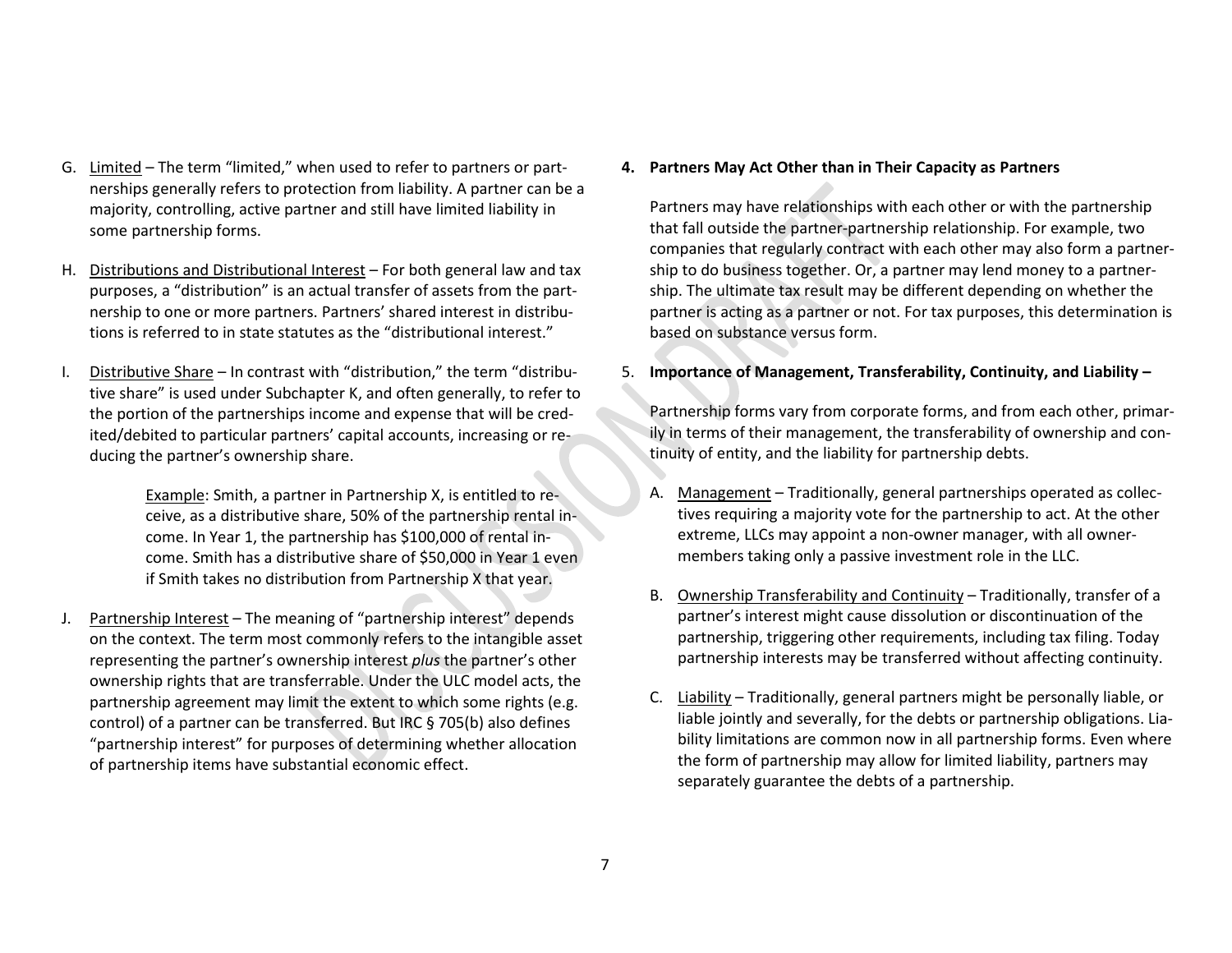G. Limited – The term "limited," when used to refer to partners or partnerships generally refers to protection from liability. A partner can be a majority, controlling, active partner and still have limited liability in some partnership forms.

H. Distributions and Distributional Interest – For both general law and tax purposes, a "distribution" is an actual transfer of assets from the partnership to one or more partners. Partners' shared interest in distributions is referred to in state statutes as the "distributional interest."

I. Distributive Share – In contrast with "distribution," the term "distributive share" is used under Subchapter K, and often generally, to refer to the portion of the partnerships income and expense that will be credited/debited to particular partners' capital accounts, increasing or reducing the partner's ownership share.

> Example: Smith, a partner in Partnership X, is entitled to receive, as a distributive share, 50% of the partnership rental income. In Year 1, the partnership has $100,000 of rental income. Smith has a distributive share of $50,000 in Year 1 even if Smith takes no distribution from Partnership X that year.

J. Partnership Interest – The meaning of "partnership interest" depends on the context. The term most commonly refers to the intangible asset representing the partner's ownership interest *plus* the partner's other ownership rights that are transferrable. Under the ULC model acts, the partnership agreement may limit the extent to which some rights (e.g. control) of a partner can be transferred. But IRC § 705(b) also defines "partnership interest" for purposes of determining whether allocation of partnership items have substantial economic effect.

**4. Partners May Act Other than in Their Capacity as Partners**

Partners may have relationships with each other or with the partnership that fall outside the partner-partnership relationship. For example, two companies that regularly contract with each other may also form a partnership to do business together. Or, a partner may lend money to a partnership. The ultimate tax result may be different depending on whether the partner is acting as a partner or not. For tax purposes, this determination is based on substance versus form.

5. **Importance of Management, Transferability, Continuity, and Liability –**

Partnership forms vary from corporate forms, and from each other, primarily in terms of their management, the transferability of ownership and continuity of entity, and the liability for partnership debts.

A. Management – Traditionally, general partnerships operated as collectives requiring a majority vote for the partnership to act. At the other extreme, LLCs may appoint a non-owner manager, with all owner-members taking only a passive investment role in the LLC.

B. Ownership Transferability and Continuity – Traditionally, transfer of a partner's interest might cause dissolution or discontinuation of the partnership, triggering other requirements, including tax filing. Today partnership interests may be transferred without affecting continuity.

C. Liability – Traditionally, general partners might be personally liable, or liable jointly and severally, for the debts or partnership obligations. Liability limitations are common now in all partnership forms. Even where the form of partnership may allow for limited liability, partners may separately guarantee the debts of a partnership.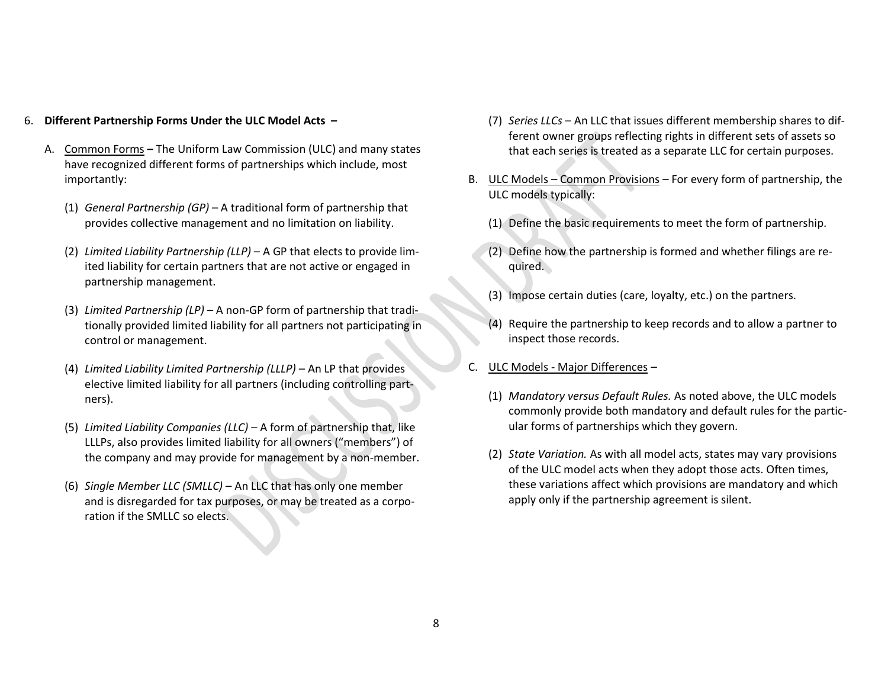6. **Different Partnership Forms Under the ULC Model Acts –**

   A. <u>Common Forms</u> **–** The Uniform Law Commission (ULC) and many states have recognized different forms of partnerships which include, most importantly:

      (1) *General Partnership (GP)* – A traditional form of partnership that provides collective management and no limitation on liability.

      (2) *Limited Liability Partnership (LLP)* – A GP that elects to provide limited liability for certain partners that are not active or engaged in partnership management.

      (3) *Limited Partnership (LP)* – A non-GP form of partnership that traditionally provided limited liability for all partners not participating in control or management.

      (4) *Limited Liability Limited Partnership (LLLP)* – An LP that provides elective limited liability for all partners (including controlling partners).

      (5) *Limited Liability Companies (LLC)* – A form of partnership that, like LLLPs, also provides limited liability for all owners ("members") of the company and may provide for management by a non-member.

      (6) *Single Member LLC (SMLLC)* – An LLC that has only one member and is disregarded for tax purposes, or may be treated as a corporation if the SMLLC so elects.

      (7) *Series LLCs* – An LLC that issues different membership shares to different owner groups reflecting rights in different sets of assets so that each series is treated as a separate LLC for certain purposes.

   B. <u>ULC Models – Common Provisions</u> – For every form of partnership, the ULC models typically:

      (1) Define the basic requirements to meet the form of partnership.

      (2) Define how the partnership is formed and whether filings are required.

      (3) Impose certain duties (care, loyalty, etc.) on the partners.

      (4) Require the partnership to keep records and to allow a partner to inspect those records.

   C. <u>ULC Models - Major Differences</u> –

      (1) *Mandatory versus Default Rules.* As noted above, the ULC models commonly provide both mandatory and default rules for the particular forms of partnerships which they govern.

      (2) *State Variation.* As with all model acts, states may vary provisions of the ULC model acts when they adopt those acts. Often times, these variations affect which provisions are mandatory and which apply only if the partnership agreement is silent.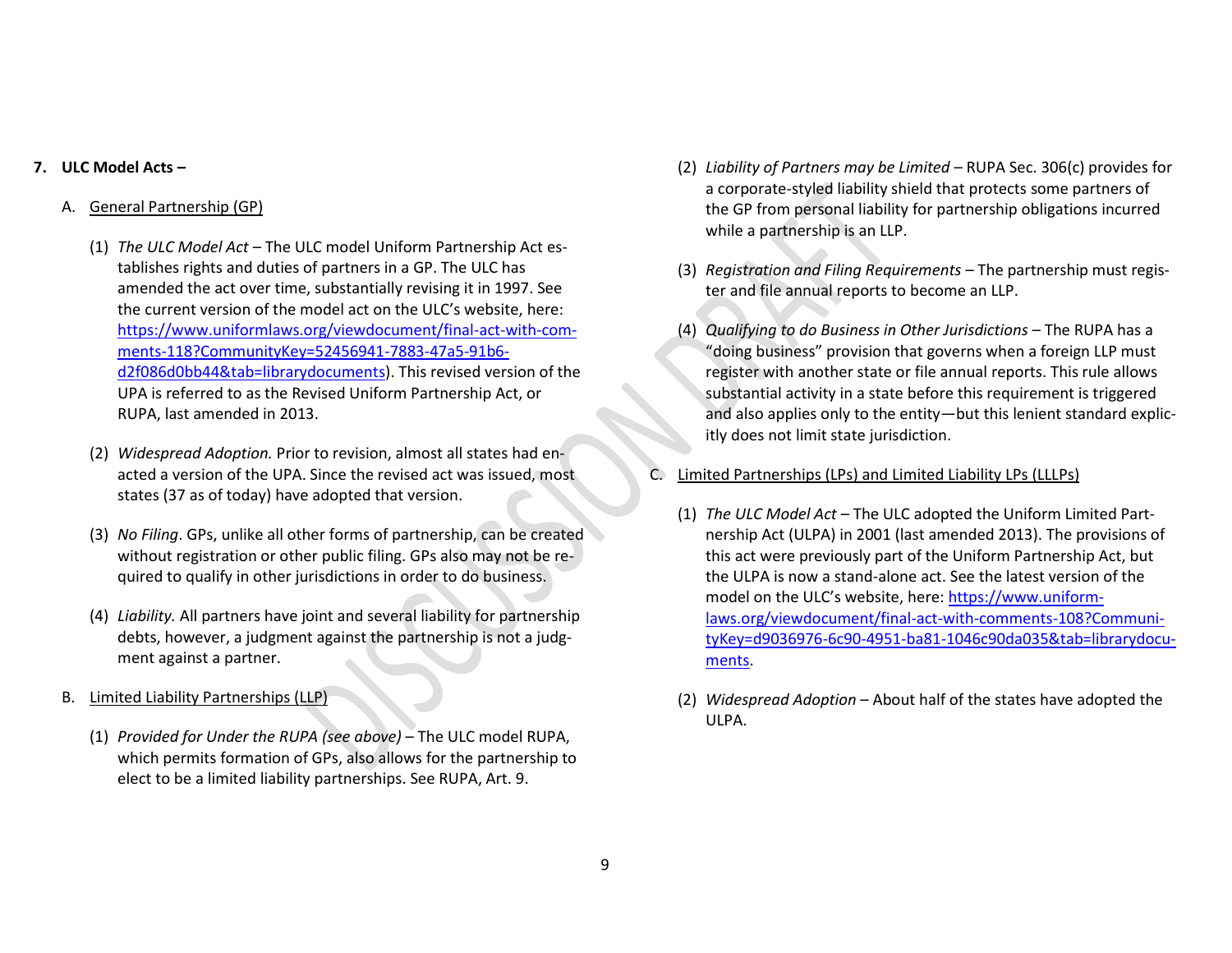**7. ULC Model Acts –**

A. General Partnership (GP)

(1) *The ULC Model Act* – The ULC model Uniform Partnership Act establishes rights and duties of partners in a GP. The ULC has amended the act over time, substantially revising it in 1997. See the current version of the model act on the ULC's website, here: [https://www.uniformlaws.org/viewdocument/final-act-with-comments-118?CommunityKey=52456941-7883-47a5-91b6-d2f086d0bb44&tab=librarydocuments](https://www.uniformlaws.org/viewdocument/final-act-with-comments-118?CommunityKey=52456941-7883-47a5-91b6-d2f086d0bb44&tab=librarydocuments)). This revised version of the UPA is referred to as the Revised Uniform Partnership Act, or RUPA, last amended in 2013.

(2) *Widespread Adoption.* Prior to revision, almost all states had enacted a version of the UPA. Since the revised act was issued, most states (37 as of today) have adopted that version.

(3) *No Filing*. GPs, unlike all other forms of partnership, can be created without registration or other public filing. GPs also may not be required to qualify in other jurisdictions in order to do business.

(4) *Liability.* All partners have joint and several liability for partnership debts, however, a judgment against the partnership is not a judgment against a partner.

B. Limited Liability Partnerships (LLP)

(1) *Provided for Under the RUPA (see above)* – The ULC model RUPA, which permits formation of GPs, also allows for the partnership to elect to be a limited liability partnerships. See RUPA, Art. 9.

(2) *Liability of Partners may be Limited* – RUPA Sec. 306(c) provides for a corporate-styled liability shield that protects some partners of the GP from personal liability for partnership obligations incurred while a partnership is an LLP.

(3) *Registration and Filing Requirements* – The partnership must register and file annual reports to become an LLP.

(4) *Qualifying to do Business in Other Jurisdictions* – The RUPA has a "doing business" provision that governs when a foreign LLP must register with another state or file annual reports. This rule allows substantial activity in a state before this requirement is triggered and also applies only to the entity—but this lenient standard explicitly does not limit state jurisdiction.

C. Limited Partnerships (LPs) and Limited Liability LPs (LLLPs)

(1) *The ULC Model Act* – The ULC adopted the Uniform Limited Partnership Act (ULPA) in 2001 (last amended 2013). The provisions of this act were previously part of the Uniform Partnership Act, but the ULPA is now a stand-alone act. See the latest version of the model on the ULC's website, here: [https://www.uniformlaws.org/viewdocument/final-act-with-comments-108?CommunityKey=d9036976-6c90-4951-ba81-1046c90da035&tab=librarydocuments](https://www.uniformlaws.org/viewdocument/final-act-with-comments-108?CommunityKey=d9036976-6c90-4951-ba81-1046c90da035&tab=librarydocuments).

(2) *Widespread Adoption* – About half of the states have adopted the ULPA.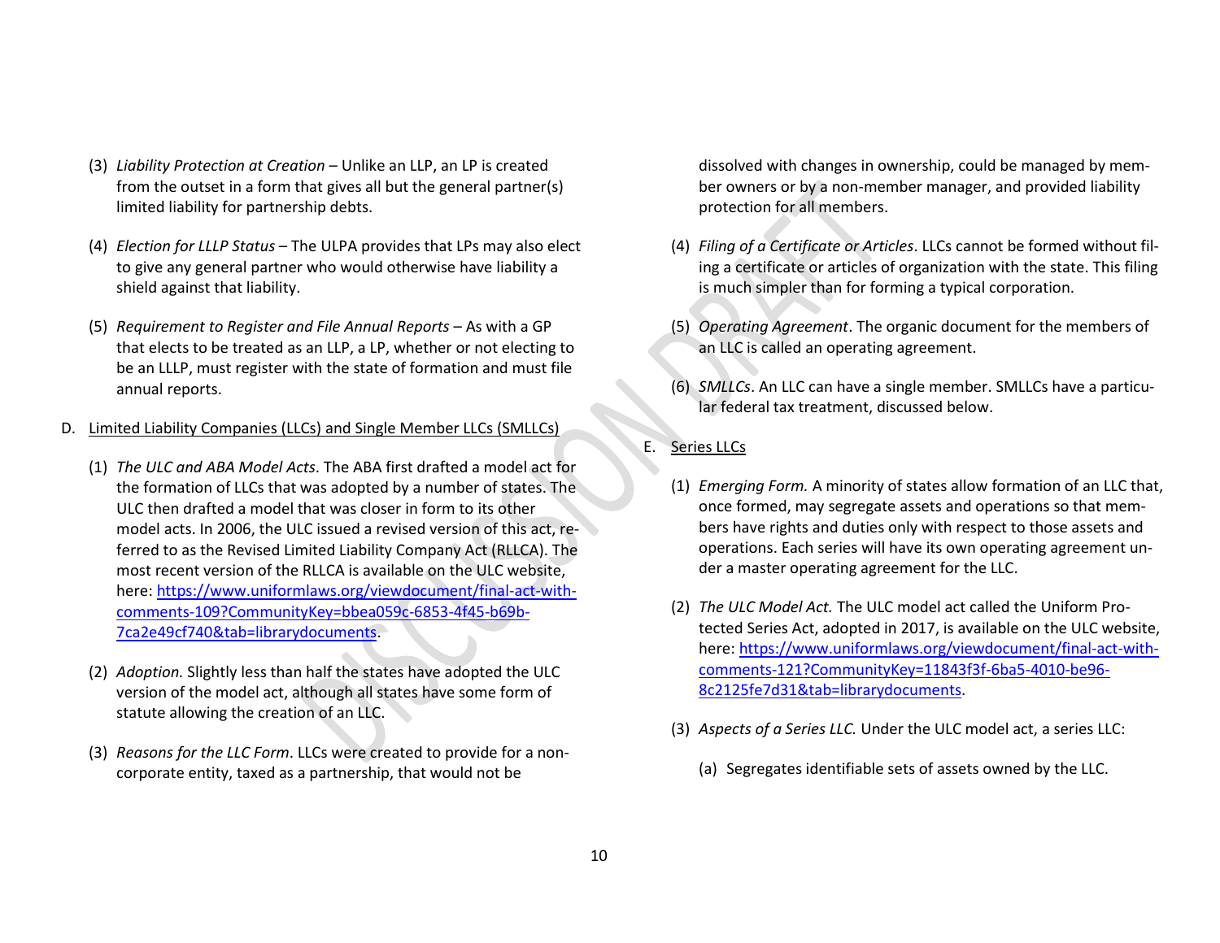(3) *Liability Protection at Creation* – Unlike an LLP, an LP is created from the outset in a form that gives all but the general partner(s) limited liability for partnership debts.

(4) *Election for LLLP Status* – The ULPA provides that LPs may also elect to give any general partner who would otherwise have liability a shield against that liability.

(5) *Requirement to Register and File Annual Reports* – As with a GP that elects to be treated as an LLP, a LP, whether or not electing to be an LLLP, must register with the state of formation and must file annual reports.

D. Limited Liability Companies (LLCs) and Single Member LLCs (SMLLCs)

(1) *The ULC and ABA Model Acts*. The ABA first drafted a model act for the formation of LLCs that was adopted by a number of states. The ULC then drafted a model that was closer in form to its other model acts. In 2006, the ULC issued a revised version of this act, referred to as the Revised Limited Liability Company Act (RLLCA). The most recent version of the RLLCA is available on the ULC website, here: https://www.uniformlaws.org/viewdocument/final-act-with-comments-109?CommunityKey=bbea059c-6853-4f45-b69b-7ca2e49cf740&tab=librarydocuments.

(2) *Adoption.* Slightly less than half the states have adopted the ULC version of the model act, although all states have some form of statute allowing the creation of an LLC.

(3) *Reasons for the LLC Form*. LLCs were created to provide for a non-corporate entity, taxed as a partnership, that would not be dissolved with changes in ownership, could be managed by member owners or by a non-member manager, and provided liability protection for all members.

(4) *Filing of a Certificate or Articles*. LLCs cannot be formed without filing a certificate or articles of organization with the state. This filing is much simpler than for forming a typical corporation.

(5) *Operating Agreement*. The organic document for the members of an LLC is called an operating agreement.

(6) *SMLLCs*. An LLC can have a single member. SMLLCs have a particular federal tax treatment, discussed below.

E. Series LLCs

(1) *Emerging Form.* A minority of states allow formation of an LLC that, once formed, may segregate assets and operations so that members have rights and duties only with respect to those assets and operations. Each series will have its own operating agreement under a master operating agreement for the LLC.

(2) *The ULC Model Act.* The ULC model act called the Uniform Protected Series Act, adopted in 2017, is available on the ULC website, here: https://www.uniformlaws.org/viewdocument/final-act-with-comments-121?CommunityKey=11843f3f-6ba5-4010-be96-8c2125fe7d31&tab=librarydocuments.

(3) *Aspects of a Series LLC.* Under the ULC model act, a series LLC:

(a) Segregates identifiable sets of assets owned by the LLC.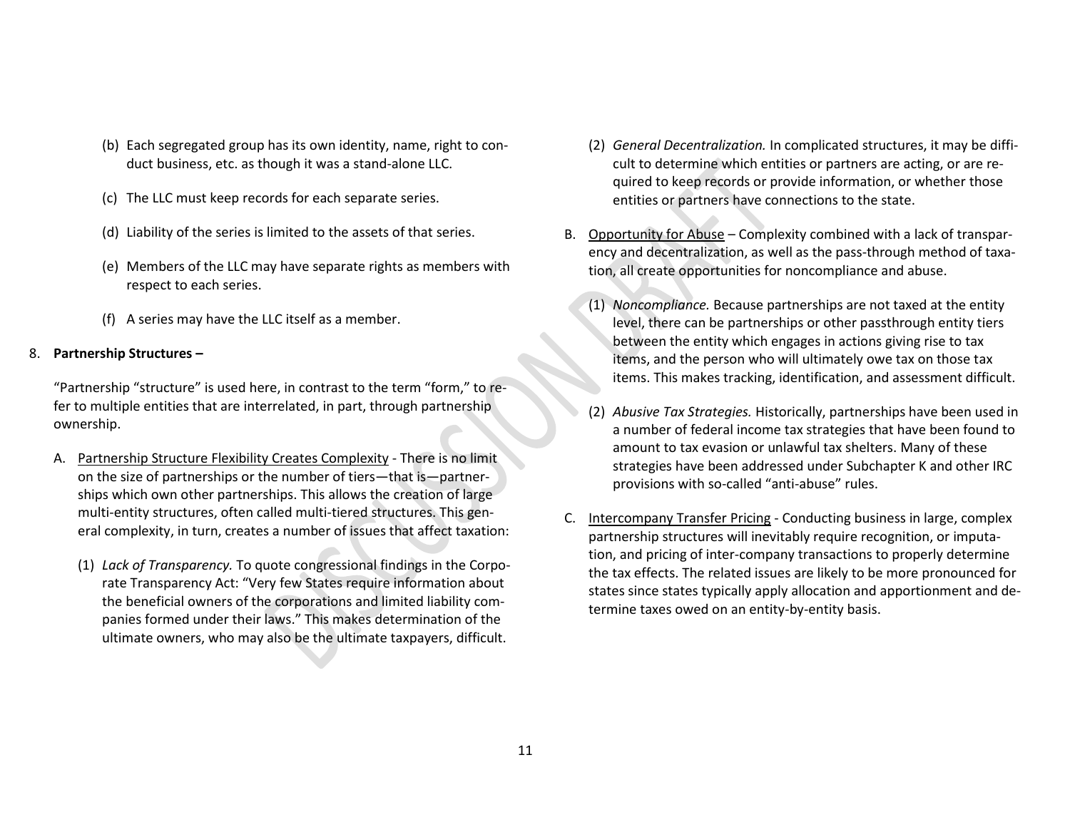(b) Each segregated group has its own identity, name, right to conduct business, etc. as though it was a stand-alone LLC.

(c) The LLC must keep records for each separate series.

(d) Liability of the series is limited to the assets of that series.

(e) Members of the LLC may have separate rights as members with respect to each series.

(f) A series may have the LLC itself as a member.

8. **Partnership Structures –**

"Partnership "structure" is used here, in contrast to the term "form," to refer to multiple entities that are interrelated, in part, through partnership ownership.

A. Partnership Structure Flexibility Creates Complexity - There is no limit on the size of partnerships or the number of tiers—that is—partnerships which own other partnerships. This allows the creation of large multi-entity structures, often called multi-tiered structures. This general complexity, in turn, creates a number of issues that affect taxation:

(1) *Lack of Transparency.* To quote congressional findings in the Corporate Transparency Act: "Very few States require information about the beneficial owners of the corporations and limited liability companies formed under their laws." This makes determination of the ultimate owners, who may also be the ultimate taxpayers, difficult.

(2) *General Decentralization.* In complicated structures, it may be difficult to determine which entities or partners are acting, or are required to keep records or provide information, or whether those entities or partners have connections to the state.

B. Opportunity for Abuse – Complexity combined with a lack of transparency and decentralization, as well as the pass-through method of taxation, all create opportunities for noncompliance and abuse.

(1) *Noncompliance.* Because partnerships are not taxed at the entity level, there can be partnerships or other passthrough entity tiers between the entity which engages in actions giving rise to tax items, and the person who will ultimately owe tax on those tax items. This makes tracking, identification, and assessment difficult.

(2) *Abusive Tax Strategies.* Historically, partnerships have been used in a number of federal income tax strategies that have been found to amount to tax evasion or unlawful tax shelters. Many of these strategies have been addressed under Subchapter K and other IRC provisions with so-called "anti-abuse" rules.

C. Intercompany Transfer Pricing - Conducting business in large, complex partnership structures will inevitably require recognition, or imputation, and pricing of inter-company transactions to properly determine the tax effects. The related issues are likely to be more pronounced for states since states typically apply allocation and apportionment and determine taxes owed on an entity-by-entity basis.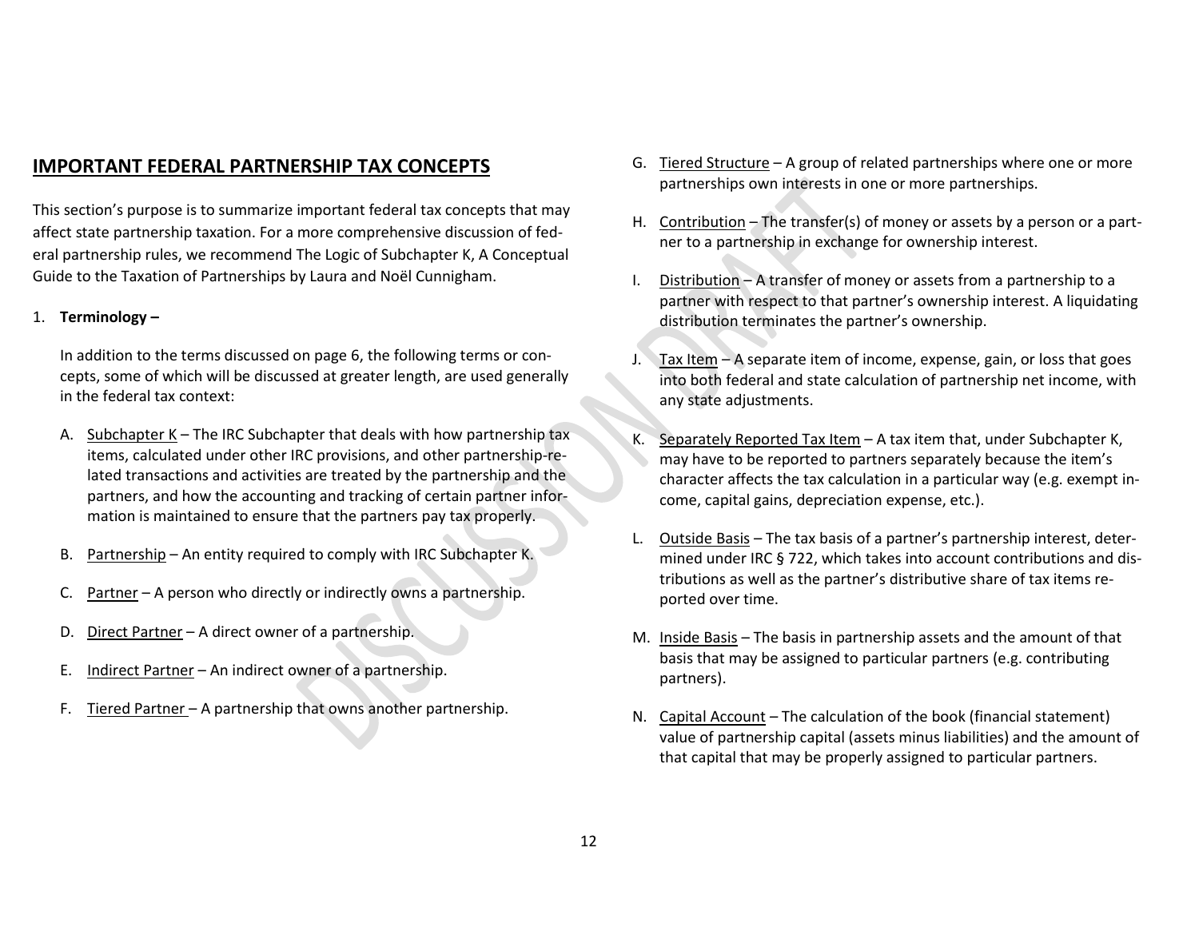## IMPORTANT FEDERAL PARTNERSHIP TAX CONCEPTS

This section's purpose is to summarize important federal tax concepts that may affect state partnership taxation. For a more comprehensive discussion of federal partnership rules, we recommend The Logic of Subchapter K, A Conceptual Guide to the Taxation of Partnerships by Laura and Noël Cunnigham.

1. **Terminology –**

   In addition to the terms discussed on page 6, the following terms or concepts, some of which will be discussed at greater length, are used generally in the federal tax context:

   A. Subchapter K – The IRC Subchapter that deals with how partnership tax items, calculated under other IRC provisions, and other partnership-related transactions and activities are treated by the partnership and the partners, and how the accounting and tracking of certain partner information is maintained to ensure that the partners pay tax properly.

   B. Partnership – An entity required to comply with IRC Subchapter K.

   C. Partner – A person who directly or indirectly owns a partnership.

   D. Direct Partner – A direct owner of a partnership.

   E. Indirect Partner – An indirect owner of a partnership.

   F. Tiered Partner – A partnership that owns another partnership.

   G. Tiered Structure – A group of related partnerships where one or more partnerships own interests in one or more partnerships.

   H. Contribution – The transfer(s) of money or assets by a person or a partner to a partnership in exchange for ownership interest.

   I. Distribution – A transfer of money or assets from a partnership to a partner with respect to that partner's ownership interest. A liquidating distribution terminates the partner's ownership.

   J. Tax Item – A separate item of income, expense, gain, or loss that goes into both federal and state calculation of partnership net income, with any state adjustments.

   K. Separately Reported Tax Item – A tax item that, under Subchapter K, may have to be reported to partners separately because the item's character affects the tax calculation in a particular way (e.g. exempt income, capital gains, depreciation expense, etc.).

   L. Outside Basis – The tax basis of a partner's partnership interest, determined under IRC § 722, which takes into account contributions and distributions as well as the partner's distributive share of tax items reported over time.

   M. Inside Basis – The basis in partnership assets and the amount of that basis that may be assigned to particular partners (e.g. contributing partners).

   N. Capital Account – The calculation of the book (financial statement) value of partnership capital (assets minus liabilities) and the amount of that capital that may be properly assigned to particular partners.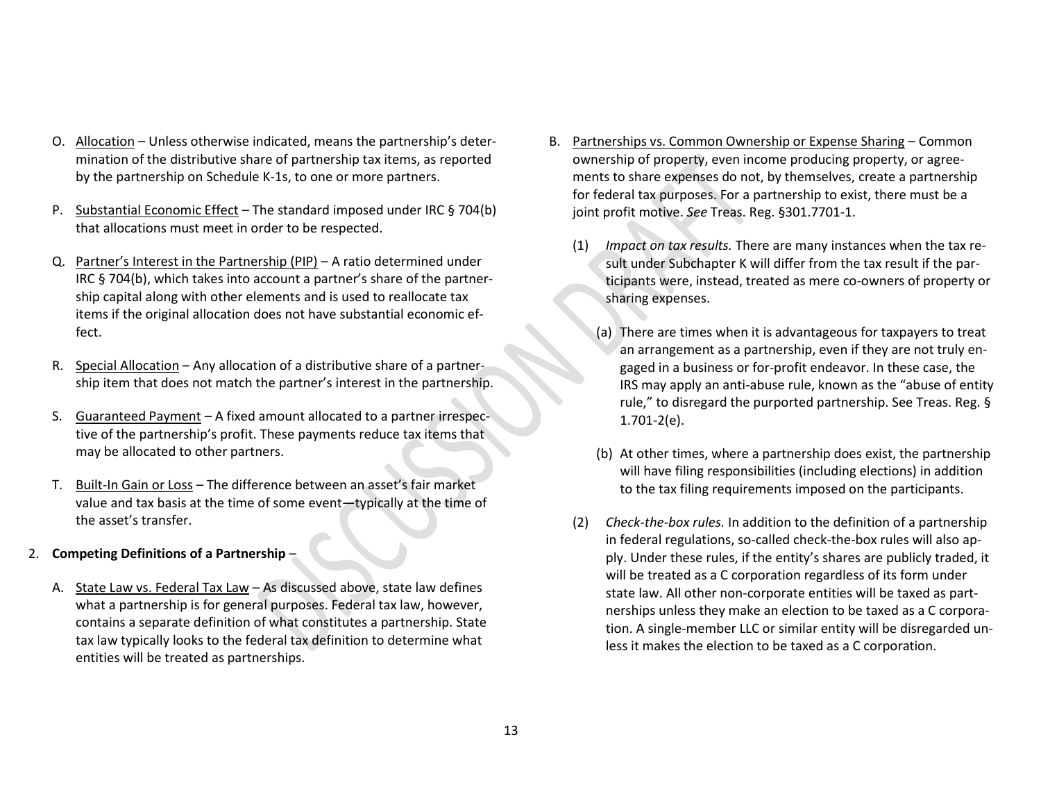O. Allocation – Unless otherwise indicated, means the partnership's determination of the distributive share of partnership tax items, as reported by the partnership on Schedule K-1s, to one or more partners.

P. Substantial Economic Effect – The standard imposed under IRC § 704(b) that allocations must meet in order to be respected.

Q. Partner's Interest in the Partnership (PIP) – A ratio determined under IRC § 704(b), which takes into account a partner's share of the partnership capital along with other elements and is used to reallocate tax items if the original allocation does not have substantial economic effect.

R. Special Allocation – Any allocation of a distributive share of a partnership item that does not match the partner's interest in the partnership.

S. Guaranteed Payment – A fixed amount allocated to a partner irrespective of the partnership's profit. These payments reduce tax items that may be allocated to other partners.

T. Built-In Gain or Loss – The difference between an asset's fair market value and tax basis at the time of some event—typically at the time of the asset's transfer.

2. **Competing Definitions of a Partnership** –

A. State Law vs. Federal Tax Law – As discussed above, state law defines what a partnership is for general purposes. Federal tax law, however, contains a separate definition of what constitutes a partnership. State tax law typically looks to the federal tax definition to determine what entities will be treated as partnerships.

B. Partnerships vs. Common Ownership or Expense Sharing – Common ownership of property, even income producing property, or agreements to share expenses do not, by themselves, create a partnership for federal tax purposes. For a partnership to exist, there must be a joint profit motive. *See* Treas. Reg. §301.7701-1.

(1) *Impact on tax results.* There are many instances when the tax result under Subchapter K will differ from the tax result if the participants were, instead, treated as mere co-owners of property or sharing expenses.

(a) There are times when it is advantageous for taxpayers to treat an arrangement as a partnership, even if they are not truly engaged in a business or for-profit endeavor. In these case, the IRS may apply an anti-abuse rule, known as the "abuse of entity rule," to disregard the purported partnership. See Treas. Reg. § 1.701-2(e).

(b) At other times, where a partnership does exist, the partnership will have filing responsibilities (including elections) in addition to the tax filing requirements imposed on the participants.

(2) *Check-the-box rules.* In addition to the definition of a partnership in federal regulations, so-called check-the-box rules will also apply. Under these rules, if the entity's shares are publicly traded, it will be treated as a C corporation regardless of its form under state law. All other non-corporate entities will be taxed as partnerships unless they make an election to be taxed as a C corporation. A single-member LLC or similar entity will be disregarded unless it makes the election to be taxed as a C corporation.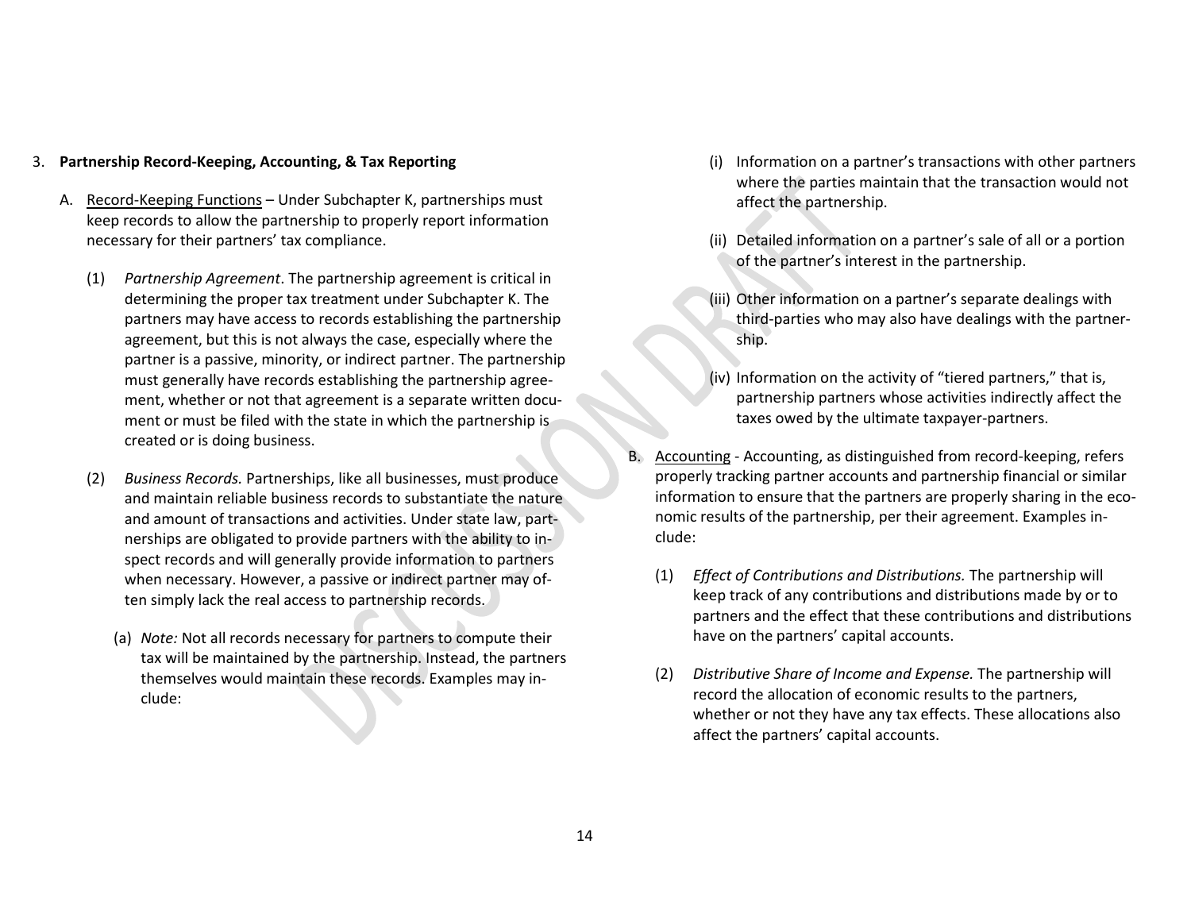3. **Partnership Record-Keeping, Accounting, & Tax Reporting**

   A. Record-Keeping Functions – Under Subchapter K, partnerships must keep records to allow the partnership to properly report information necessary for their partners' tax compliance.

      (1) *Partnership Agreement*. The partnership agreement is critical in determining the proper tax treatment under Subchapter K. The partners may have access to records establishing the partnership agreement, but this is not always the case, especially where the partner is a passive, minority, or indirect partner. The partnership must generally have records establishing the partnership agreement, whether or not that agreement is a separate written document or must be filed with the state in which the partnership is created or is doing business.

      (2) *Business Records.* Partnerships, like all businesses, must produce and maintain reliable business records to substantiate the nature and amount of transactions and activities. Under state law, partnerships are obligated to provide partners with the ability to inspect records and will generally provide information to partners when necessary. However, a passive or indirect partner may often simply lack the real access to partnership records.

         (a) *Note:* Not all records necessary for partners to compute their tax will be maintained by the partnership. Instead, the partners themselves would maintain these records. Examples may include:

            (i) Information on a partner's transactions with other partners where the parties maintain that the transaction would not affect the partnership.

            (ii) Detailed information on a partner's sale of all or a portion of the partner's interest in the partnership.

            (iii) Other information on a partner's separate dealings with third-parties who may also have dealings with the partnership.

            (iv) Information on the activity of "tiered partners," that is, partnership partners whose activities indirectly affect the taxes owed by the ultimate taxpayer-partners.

   B. Accounting - Accounting, as distinguished from record-keeping, refers properly tracking partner accounts and partnership financial or similar information to ensure that the partners are properly sharing in the economic results of the partnership, per their agreement. Examples include:

      (1) *Effect of Contributions and Distributions.* The partnership will keep track of any contributions and distributions made by or to partners and the effect that these contributions and distributions have on the partners' capital accounts.

      (2) *Distributive Share of Income and Expense.* The partnership will record the allocation of economic results to the partners, whether or not they have any tax effects. These allocations also affect the partners' capital accounts.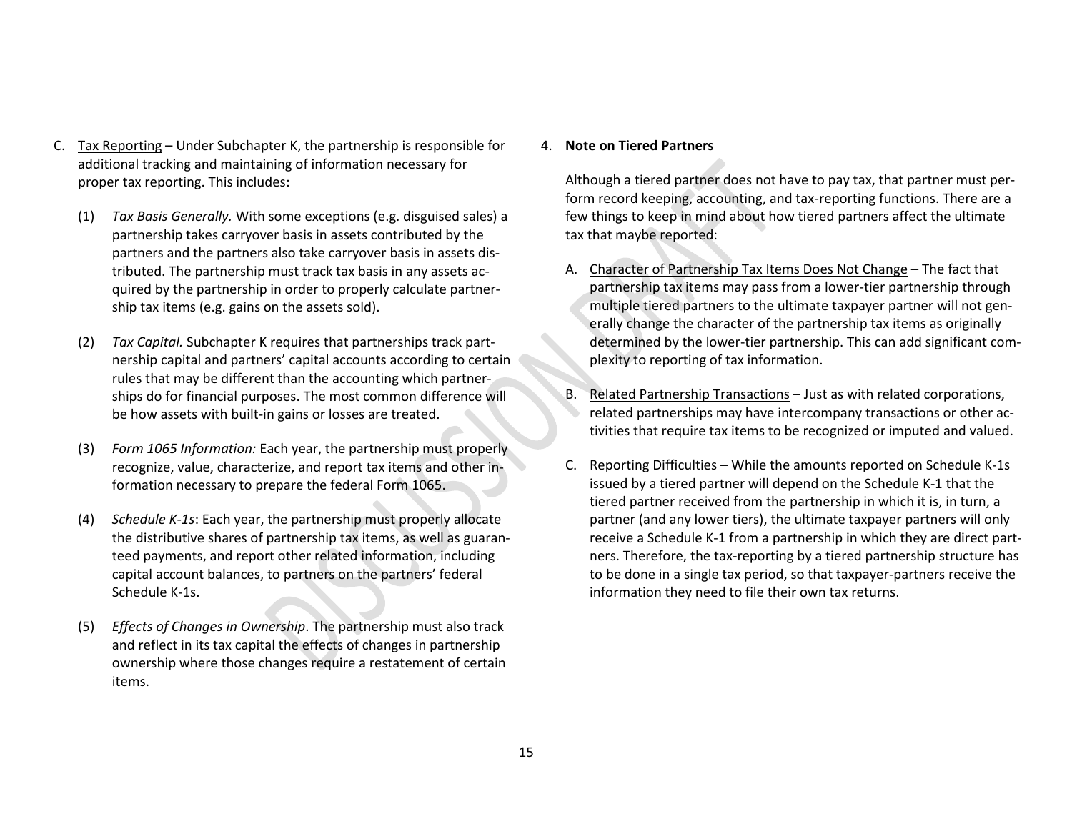C. Tax Reporting – Under Subchapter K, the partnership is responsible for additional tracking and maintaining of information necessary for proper tax reporting. This includes:

(1) *Tax Basis Generally.* With some exceptions (e.g. disguised sales) a partnership takes carryover basis in assets contributed by the partners and the partners also take carryover basis in assets distributed. The partnership must track tax basis in any assets acquired by the partnership in order to properly calculate partnership tax items (e.g. gains on the assets sold).

(2) *Tax Capital.* Subchapter K requires that partnerships track partnership capital and partners' capital accounts according to certain rules that may be different than the accounting which partnerships do for financial purposes. The most common difference will be how assets with built-in gains or losses are treated.

(3) *Form 1065 Information:* Each year, the partnership must properly recognize, value, characterize, and report tax items and other information necessary to prepare the federal Form 1065.

(4) *Schedule K-1s*: Each year, the partnership must properly allocate the distributive shares of partnership tax items, as well as guaranteed payments, and report other related information, including capital account balances, to partners on the partners' federal Schedule K-1s.

(5) *Effects of Changes in Ownership*. The partnership must also track and reflect in its tax capital the effects of changes in partnership ownership where those changes require a restatement of certain items.

4. **Note on Tiered Partners**

Although a tiered partner does not have to pay tax, that partner must perform record keeping, accounting, and tax-reporting functions. There are a few things to keep in mind about how tiered partners affect the ultimate tax that maybe reported:

A. Character of Partnership Tax Items Does Not Change – The fact that partnership tax items may pass from a lower-tier partnership through multiple tiered partners to the ultimate taxpayer partner will not generally change the character of the partnership tax items as originally determined by the lower-tier partnership. This can add significant complexity to reporting of tax information.

B. Related Partnership Transactions – Just as with related corporations, related partnerships may have intercompany transactions or other activities that require tax items to be recognized or imputed and valued.

C. Reporting Difficulties – While the amounts reported on Schedule K-1s issued by a tiered partner will depend on the Schedule K-1 that the tiered partner received from the partnership in which it is, in turn, a partner (and any lower tiers), the ultimate taxpayer partners will only receive a Schedule K-1 from a partnership in which they are direct partners. Therefore, the tax-reporting by a tiered partnership structure has to be done in a single tax period, so that taxpayer-partners receive the information they need to file their own tax returns.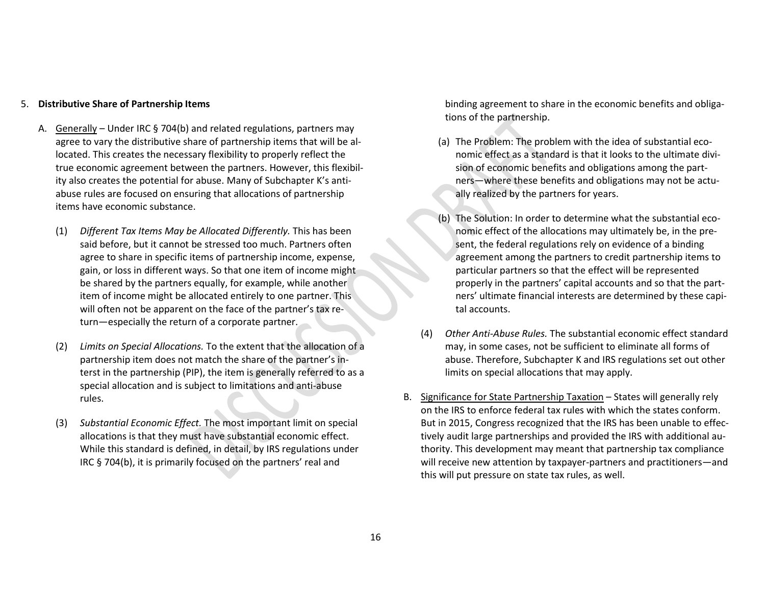5. **Distributive Share of Partnership Items**

A. Generally – Under IRC § 704(b) and related regulations, partners may agree to vary the distributive share of partnership items that will be allocated. This creates the necessary flexibility to properly reflect the true economic agreement between the partners. However, this flexibility also creates the potential for abuse. Many of Subchapter K's anti-abuse rules are focused on ensuring that allocations of partnership items have economic substance.

(1) *Different Tax Items May be Allocated Differently.* This has been said before, but it cannot be stressed too much. Partners often agree to share in specific items of partnership income, expense, gain, or loss in different ways. So that one item of income might be shared by the partners equally, for example, while another item of income might be allocated entirely to one partner. This will often not be apparent on the face of the partner's tax return—especially the return of a corporate partner.

(2) *Limits on Special Allocations.* To the extent that the allocation of a partnership item does not match the share of the partner's interst in the partnership (PIP), the item is generally referred to as a special allocation and is subject to limitations and anti-abuse rules.

(3) *Substantial Economic Effect.* The most important limit on special allocations is that they must have substantial economic effect. While this standard is defined, in detail, by IRS regulations under IRC § 704(b), it is primarily focused on the partners' real and binding agreement to share in the economic benefits and obligations of the partnership.

(a) The Problem: The problem with the idea of substantial economic effect as a standard is that it looks to the ultimate division of economic benefits and obligations among the partners—where these benefits and obligations may not be actually realized by the partners for years.

(b) The Solution: In order to determine what the substantial economic effect of the allocations may ultimately be, in the present, the federal regulations rely on evidence of a binding agreement among the partners to credit partnership items to particular partners so that the effect will be represented properly in the partners' capital accounts and so that the partners' ultimate financial interests are determined by these capital accounts.

(4) *Other Anti-Abuse Rules.* The substantial economic effect standard may, in some cases, not be sufficient to eliminate all forms of abuse. Therefore, Subchapter K and IRS regulations set out other limits on special allocations that may apply.

B. Significance for State Partnership Taxation – States will generally rely on the IRS to enforce federal tax rules with which the states conform. But in 2015, Congress recognized that the IRS has been unable to effectively audit large partnerships and provided the IRS with additional authority. This development may meant that partnership tax compliance will receive new attention by taxpayer-partners and practitioners—and this will put pressure on state tax rules, as well.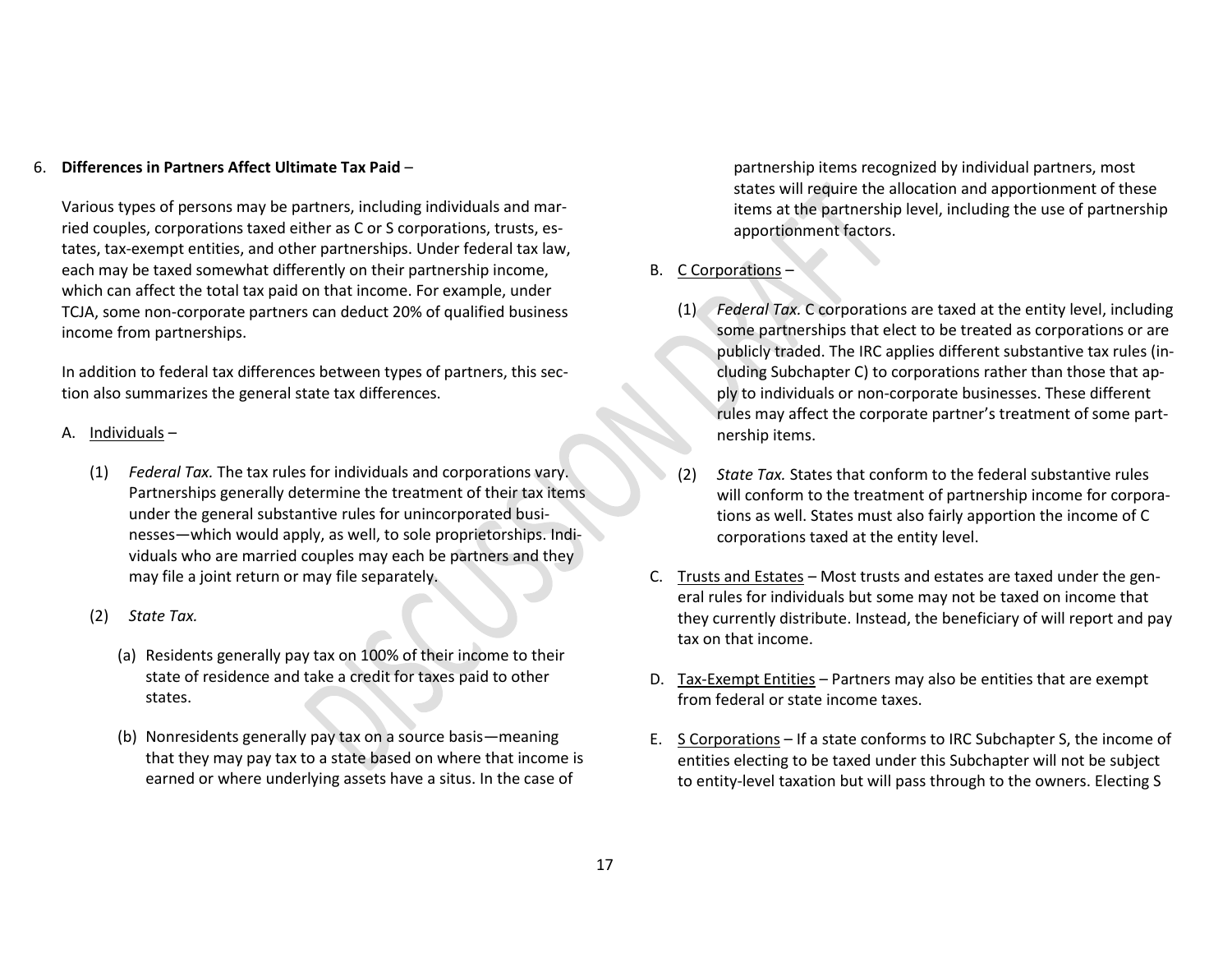6. **Differences in Partners Affect Ultimate Tax Paid** –

Various types of persons may be partners, including individuals and married couples, corporations taxed either as C or S corporations, trusts, estates, tax-exempt entities, and other partnerships. Under federal tax law, each may be taxed somewhat differently on their partnership income, which can affect the total tax paid on that income. For example, under TCJA, some non-corporate partners can deduct 20% of qualified business income from partnerships.

In addition to federal tax differences between types of partners, this section also summarizes the general state tax differences.

A. Individuals –

(1) *Federal Tax.* The tax rules for individuals and corporations vary. Partnerships generally determine the treatment of their tax items under the general substantive rules for unincorporated businesses—which would apply, as well, to sole proprietorships. Individuals who are married couples may each be partners and they may file a joint return or may file separately.

(2) *State Tax.*

(a) Residents generally pay tax on 100% of their income to their state of residence and take a credit for taxes paid to other states.

(b) Nonresidents generally pay tax on a source basis—meaning that they may pay tax to a state based on where that income is earned or where underlying assets have a situs. In the case of partnership items recognized by individual partners, most states will require the allocation and apportionment of these items at the partnership level, including the use of partnership apportionment factors.

B. C Corporations –

(1) *Federal Tax.* C corporations are taxed at the entity level, including some partnerships that elect to be treated as corporations or are publicly traded. The IRC applies different substantive tax rules (including Subchapter C) to corporations rather than those that apply to individuals or non-corporate businesses. These different rules may affect the corporate partner's treatment of some partnership items.

(2) *State Tax.* States that conform to the federal substantive rules will conform to the treatment of partnership income for corporations as well. States must also fairly apportion the income of C corporations taxed at the entity level.

C. Trusts and Estates – Most trusts and estates are taxed under the general rules for individuals but some may not be taxed on income that they currently distribute. Instead, the beneficiary of will report and pay tax on that income.

D. Tax-Exempt Entities – Partners may also be entities that are exempt from federal or state income taxes.

E. S Corporations – If a state conforms to IRC Subchapter S, the income of entities electing to be taxed under this Subchapter will not be subject to entity-level taxation but will pass through to the owners. Electing S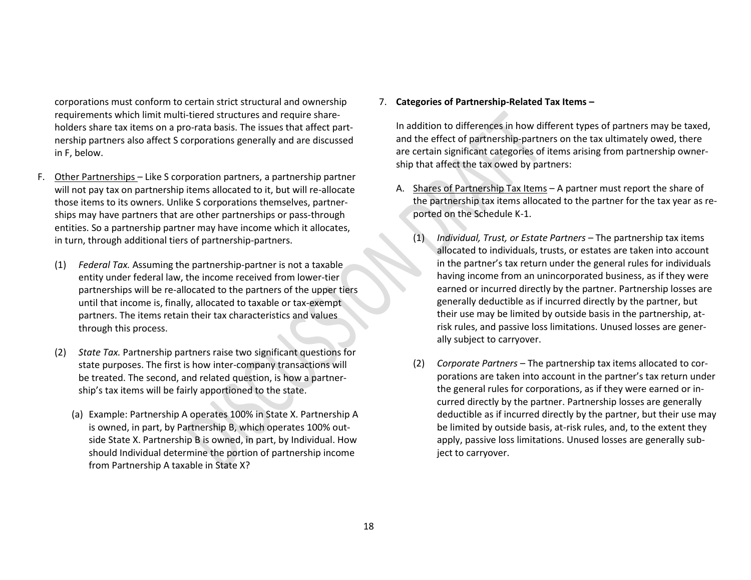corporations must conform to certain strict structural and ownership requirements which limit multi-tiered structures and require shareholders share tax items on a pro-rata basis. The issues that affect partnership partners also affect S corporations generally and are discussed in F, below.

F. Other Partnerships – Like S corporation partners, a partnership partner will not pay tax on partnership items allocated to it, but will re-allocate those items to its owners. Unlike S corporations themselves, partnerships may have partners that are other partnerships or pass-through entities. So a partnership partner may have income which it allocates, in turn, through additional tiers of partnership-partners.

   (1) *Federal Tax.* Assuming the partnership-partner is not a taxable entity under federal law, the income received from lower-tier partnerships will be re-allocated to the partners of the upper tiers until that income is, finally, allocated to taxable or tax-exempt partners. The items retain their tax characteristics and values through this process.

   (2) *State Tax.* Partnership partners raise two significant questions for state purposes. The first is how inter-company transactions will be treated. The second, and related question, is how a partnership's tax items will be fairly apportioned to the state.

      (a) Example: Partnership A operates 100% in State X. Partnership A is owned, in part, by Partnership B, which operates 100% outside State X. Partnership B is owned, in part, by Individual. How should Individual determine the portion of partnership income from Partnership A taxable in State X?

7. **Categories of Partnership-Related Tax Items –**

   In addition to differences in how different types of partners may be taxed, and the effect of partnership-partners on the tax ultimately owed, there are certain significant categories of items arising from partnership ownership that affect the tax owed by partners:

   A. Shares of Partnership Tax Items – A partner must report the share of the partnership tax items allocated to the partner for the tax year as reported on the Schedule K-1.

      (1) *Individual, Trust, or Estate Partners* – The partnership tax items allocated to individuals, trusts, or estates are taken into account in the partner's tax return under the general rules for individuals having income from an unincorporated business, as if they were earned or incurred directly by the partner. Partnership losses are generally deductible as if incurred directly by the partner, but their use may be limited by outside basis in the partnership, at-risk rules, and passive loss limitations. Unused losses are generally subject to carryover.

      (2) *Corporate Partners* – The partnership tax items allocated to corporations are taken into account in the partner's tax return under the general rules for corporations, as if they were earned or incurred directly by the partner. Partnership losses are generally deductible as if incurred directly by the partner, but their use may be limited by outside basis, at-risk rules, and, to the extent they apply, passive loss limitations. Unused losses are generally subject to carryover.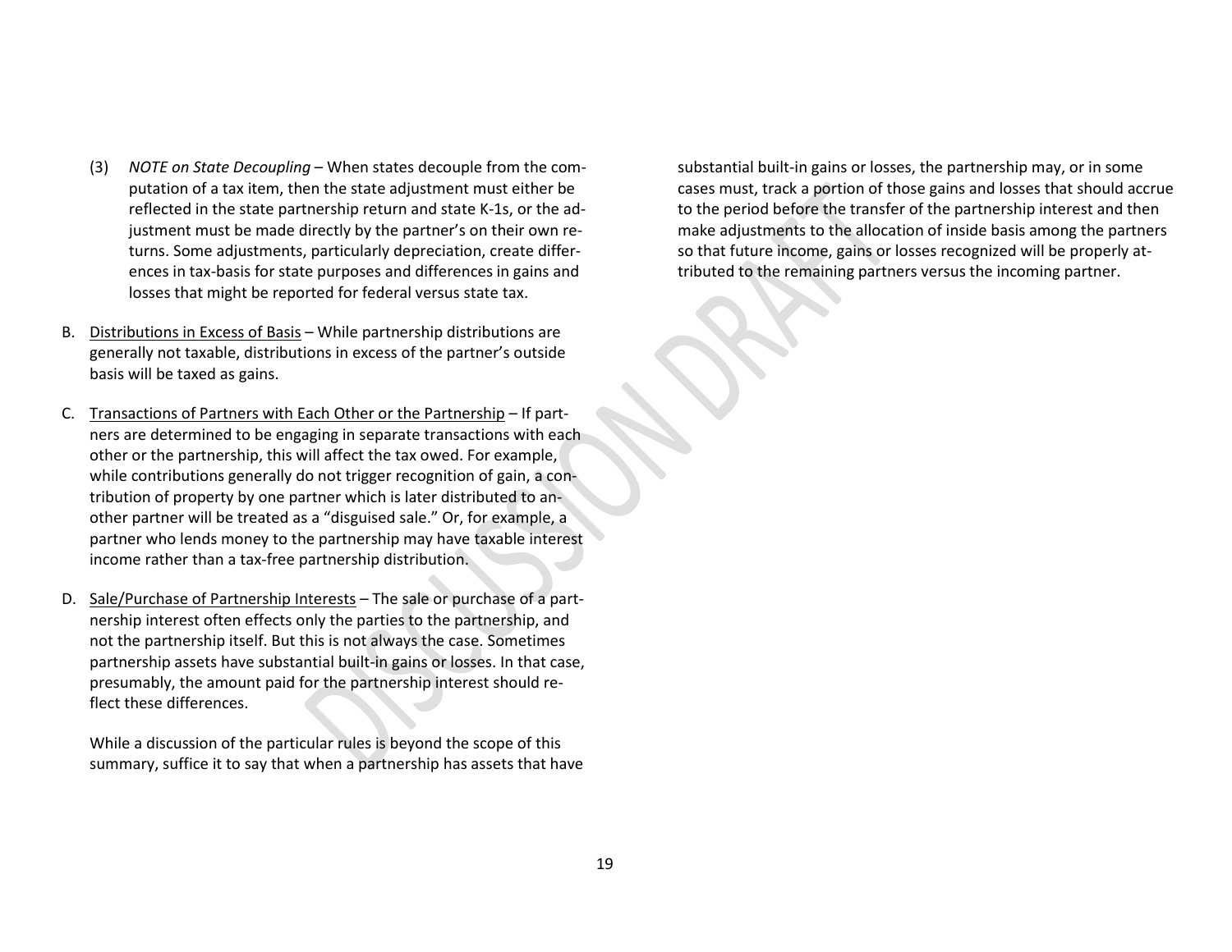(3) *NOTE on State Decoupling* – When states decouple from the computation of a tax item, then the state adjustment must either be reflected in the state partnership return and state K-1s, or the adjustment must be made directly by the partner's on their own returns. Some adjustments, particularly depreciation, create differences in tax-basis for state purposes and differences in gains and losses that might be reported for federal versus state tax.

B. Distributions in Excess of Basis – While partnership distributions are generally not taxable, distributions in excess of the partner's outside basis will be taxed as gains.

C. Transactions of Partners with Each Other or the Partnership – If partners are determined to be engaging in separate transactions with each other or the partnership, this will affect the tax owed. For example, while contributions generally do not trigger recognition of gain, a contribution of property by one partner which is later distributed to another partner will be treated as a "disguised sale." Or, for example, a partner who lends money to the partnership may have taxable interest income rather than a tax-free partnership distribution.

D. Sale/Purchase of Partnership Interests – The sale or purchase of a partnership interest often effects only the parties to the partnership, and not the partnership itself. But this is not always the case. Sometimes partnership assets have substantial built-in gains or losses. In that case, presumably, the amount paid for the partnership interest should reflect these differences.

While a discussion of the particular rules is beyond the scope of this summary, suffice it to say that when a partnership has assets that have substantial built-in gains or losses, the partnership may, or in some cases must, track a portion of those gains and losses that should accrue to the period before the transfer of the partnership interest and then make adjustments to the allocation of inside basis among the partners so that future income, gains or losses recognized will be properly attributed to the remaining partners versus the incoming partner.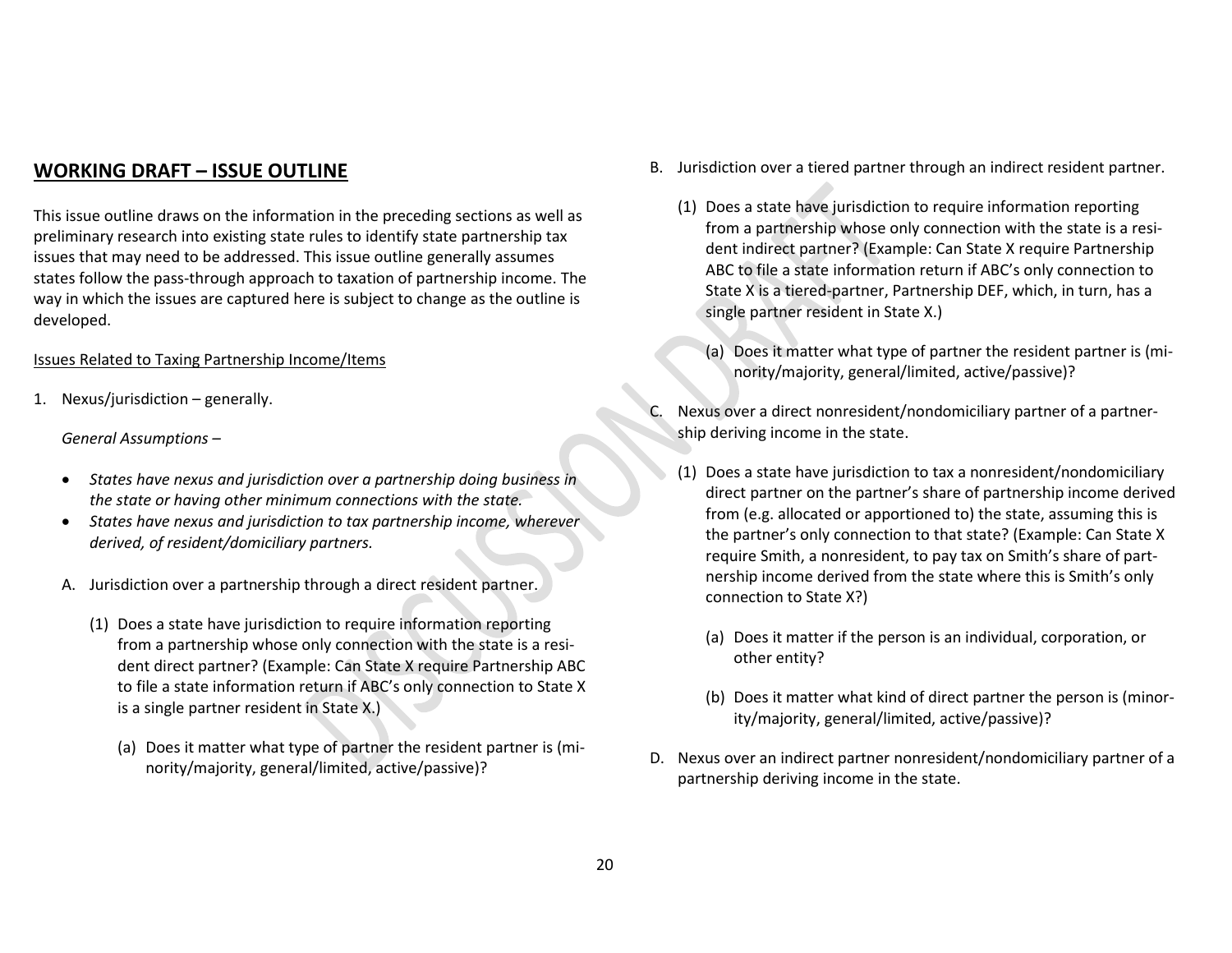## WORKING DRAFT – ISSUE OUTLINE

This issue outline draws on the information in the preceding sections as well as preliminary research into existing state rules to identify state partnership tax issues that may need to be addressed. This issue outline generally assumes states follow the pass-through approach to taxation of partnership income. The way in which the issues are captured here is subject to change as the outline is developed.

Issues Related to Taxing Partnership Income/Items

1. Nexus/jurisdiction – generally.

   *General Assumptions –*

   - *States have nexus and jurisdiction over a partnership doing business in the state or having other minimum connections with the state.*
   - *States have nexus and jurisdiction to tax partnership income, wherever derived, of resident/domiciliary partners.*

   A. Jurisdiction over a partnership through a direct resident partner.

      (1) Does a state have jurisdiction to require information reporting from a partnership whose only connection with the state is a resident direct partner? (Example: Can State X require Partnership ABC to file a state information return if ABC's only connection to State X is a single partner resident in State X.)

         (a) Does it matter what type of partner the resident partner is (minority/majority, general/limited, active/passive)?

   B. Jurisdiction over a tiered partner through an indirect resident partner.

      (1) Does a state have jurisdiction to require information reporting from a partnership whose only connection with the state is a resident indirect partner? (Example: Can State X require Partnership ABC to file a state information return if ABC's only connection to State X is a tiered-partner, Partnership DEF, which, in turn, has a single partner resident in State X.)

         (a) Does it matter what type of partner the resident partner is (minority/majority, general/limited, active/passive)?

   C. Nexus over a direct nonresident/nondomiciliary partner of a partnership deriving income in the state.

      (1) Does a state have jurisdiction to tax a nonresident/nondomiciliary direct partner on the partner's share of partnership income derived from (e.g. allocated or apportioned to) the state, assuming this is the partner's only connection to that state? (Example: Can State X require Smith, a nonresident, to pay tax on Smith's share of partnership income derived from the state where this is Smith's only connection to State X?)

         (a) Does it matter if the person is an individual, corporation, or other entity?

         (b) Does it matter what kind of direct partner the person is (minority/majority, general/limited, active/passive)?

   D. Nexus over an indirect partner nonresident/nondomiciliary partner of a partnership deriving income in the state.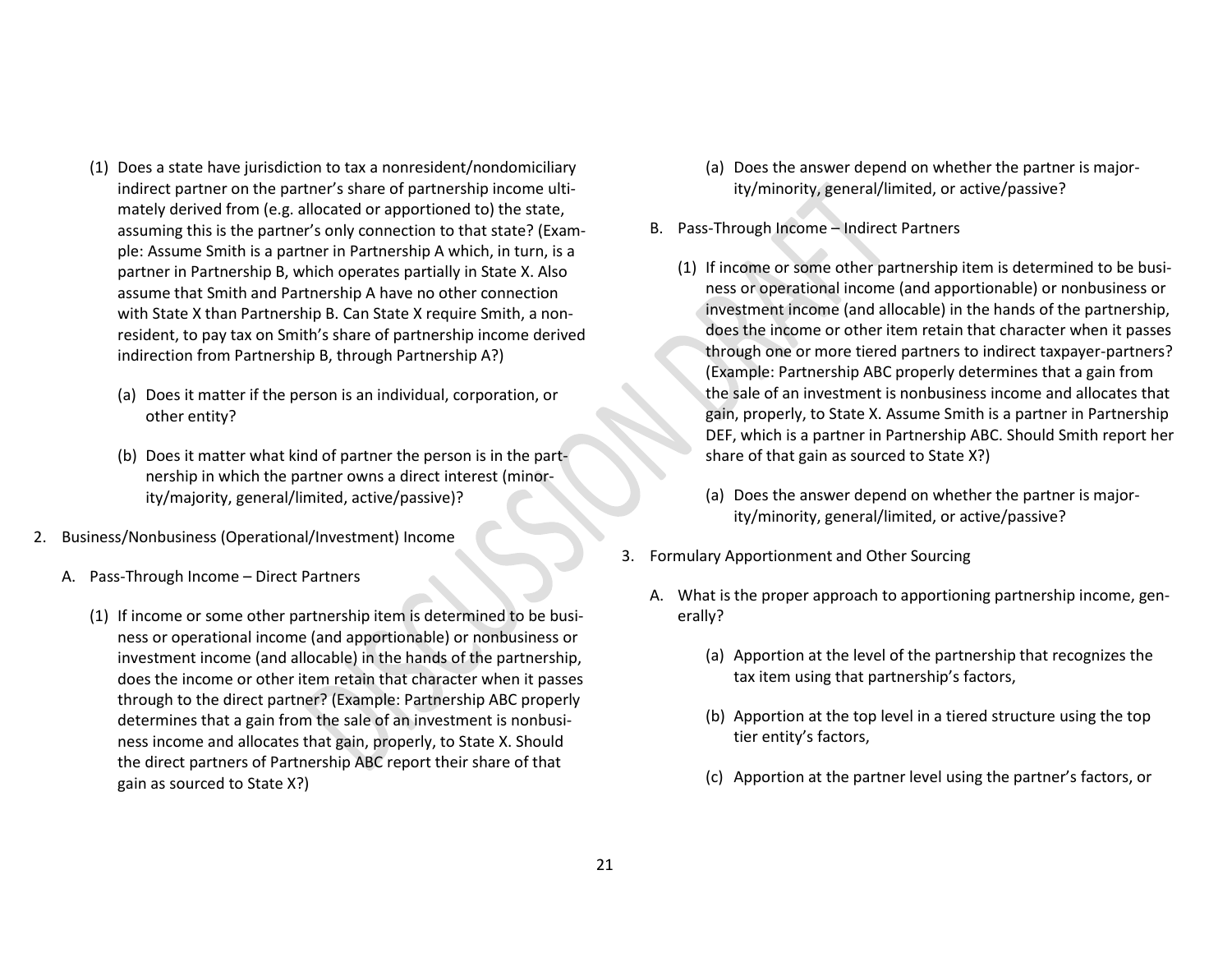(1) Does a state have jurisdiction to tax a nonresident/nondomiciliary indirect partner on the partner's share of partnership income ultimately derived from (e.g. allocated or apportioned to) the state, assuming this is the partner's only connection to that state? (Example: Assume Smith is a partner in Partnership A which, in turn, is a partner in Partnership B, which operates partially in State X. Also assume that Smith and Partnership A have no other connection with State X than Partnership B. Can State X require Smith, a nonresident, to pay tax on Smith's share of partnership income derived indirection from Partnership B, through Partnership A?)

   (a) Does it matter if the person is an individual, corporation, or other entity?

   (b) Does it matter what kind of partner the person is in the partnership in which the partner owns a direct interest (minority/majority, general/limited, active/passive)?

2. Business/Nonbusiness (Operational/Investment) Income

   A. Pass-Through Income – Direct Partners

      (1) If income or some other partnership item is determined to be business or operational income (and apportionable) or nonbusiness or investment income (and allocable) in the hands of the partnership, does the income or other item retain that character when it passes through to the direct partner? (Example: Partnership ABC properly determines that a gain from the sale of an investment is nonbusiness income and allocates that gain, properly, to State X. Should the direct partners of Partnership ABC report their share of that gain as sourced to State X?)

         (a) Does the answer depend on whether the partner is majority/minority, general/limited, or active/passive?

   B. Pass-Through Income – Indirect Partners

      (1) If income or some other partnership item is determined to be business or operational income (and apportionable) or nonbusiness or investment income (and allocable) in the hands of the partnership, does the income or other item retain that character when it passes through one or more tiered partners to indirect taxpayer-partners? (Example: Partnership ABC properly determines that a gain from the sale of an investment is nonbusiness income and allocates that gain, properly, to State X. Assume Smith is a partner in Partnership DEF, which is a partner in Partnership ABC. Should Smith report her share of that gain as sourced to State X?)

         (a) Does the answer depend on whether the partner is majority/minority, general/limited, or active/passive?

3. Formulary Apportionment and Other Sourcing

   A. What is the proper approach to apportioning partnership income, generally?

      (a) Apportion at the level of the partnership that recognizes the tax item using that partnership's factors,

      (b) Apportion at the top level in a tiered structure using the top tier entity's factors,

      (c) Apportion at the partner level using the partner's factors, or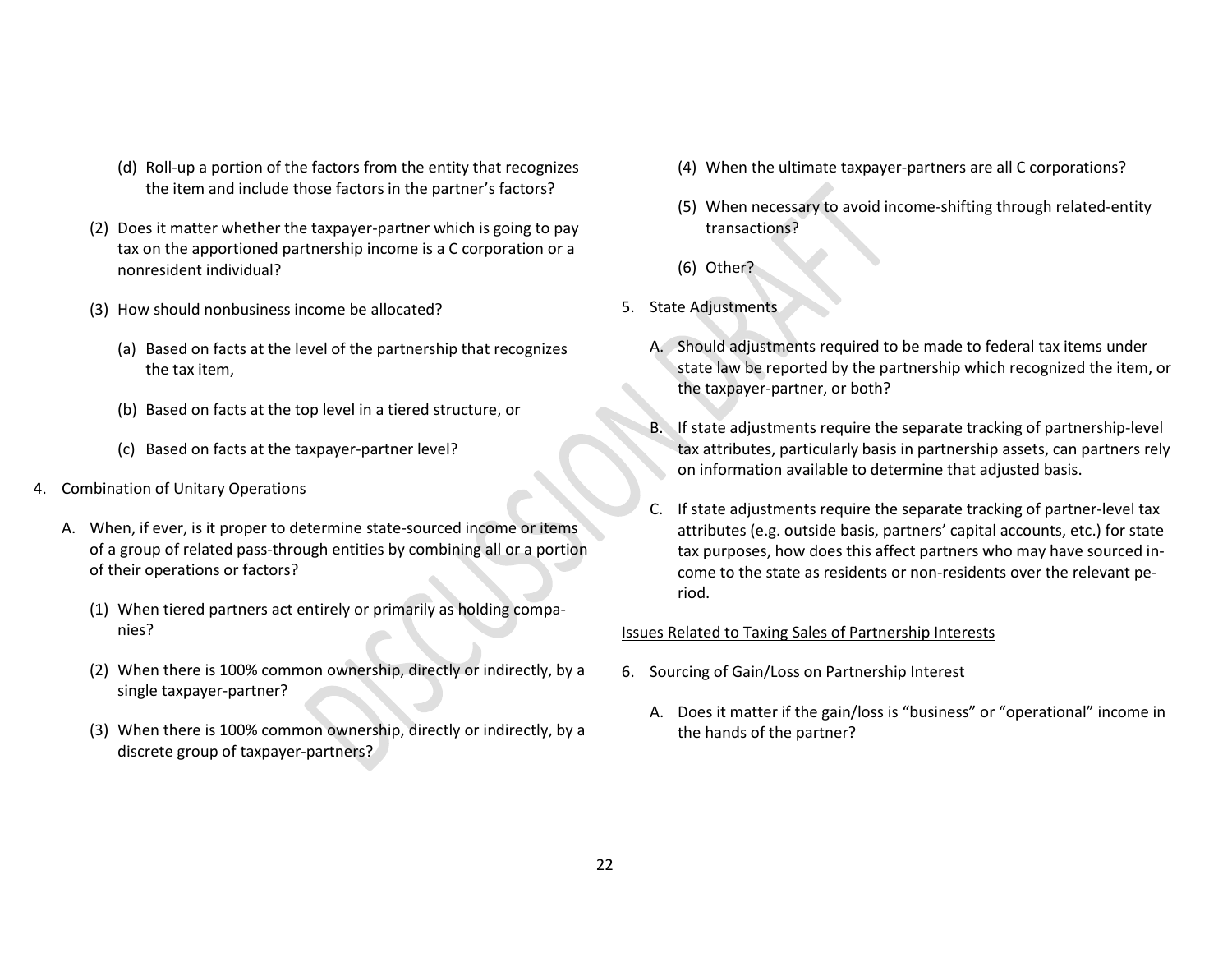(d) Roll-up a portion of the factors from the entity that recognizes the item and include those factors in the partner's factors?

(2) Does it matter whether the taxpayer-partner which is going to pay tax on the apportioned partnership income is a C corporation or a nonresident individual?

(3) How should nonbusiness income be allocated?

(a) Based on facts at the level of the partnership that recognizes the tax item,

(b) Based on facts at the top level in a tiered structure, or

(c) Based on facts at the taxpayer-partner level?

4. Combination of Unitary Operations

A. When, if ever, is it proper to determine state-sourced income or items of a group of related pass-through entities by combining all or a portion of their operations or factors?

(1) When tiered partners act entirely or primarily as holding companies?

(2) When there is 100% common ownership, directly or indirectly, by a single taxpayer-partner?

(3) When there is 100% common ownership, directly or indirectly, by a discrete group of taxpayer-partners?

(4) When the ultimate taxpayer-partners are all C corporations?

(5) When necessary to avoid income-shifting through related-entity transactions?

(6) Other?

5. State Adjustments

A. Should adjustments required to be made to federal tax items under state law be reported by the partnership which recognized the item, or the taxpayer-partner, or both?

B. If state adjustments require the separate tracking of partnership-level tax attributes, particularly basis in partnership assets, can partners rely on information available to determine that adjusted basis.

C. If state adjustments require the separate tracking of partner-level tax attributes (e.g. outside basis, partners' capital accounts, etc.) for state tax purposes, how does this affect partners who may have sourced income to the state as residents or non-residents over the relevant period.

<u>Issues Related to Taxing Sales of Partnership Interests</u>

6. Sourcing of Gain/Loss on Partnership Interest

A. Does it matter if the gain/loss is "business" or "operational" income in the hands of the partner?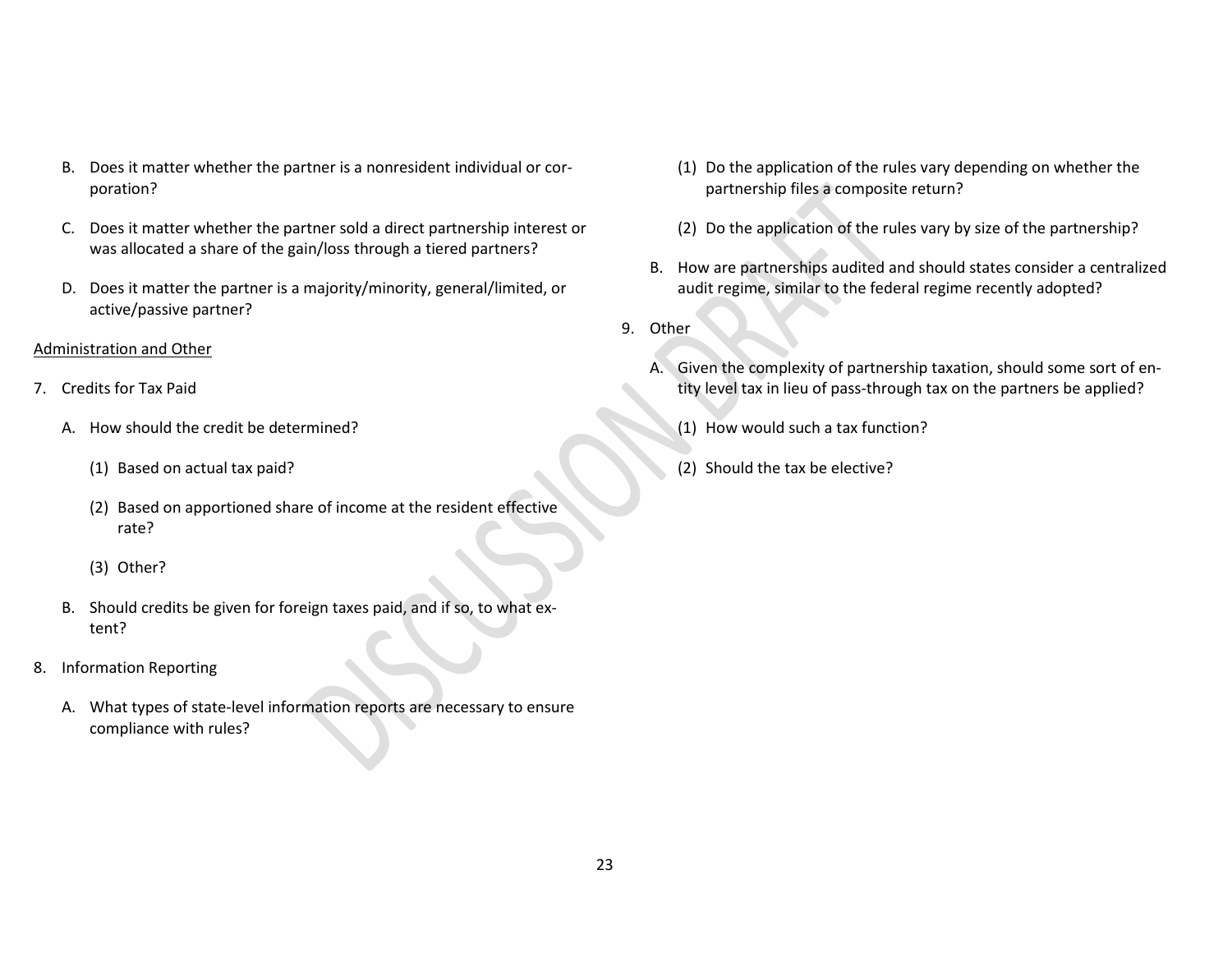B. Does it matter whether the partner is a nonresident individual or corporation?

C. Does it matter whether the partner sold a direct partnership interest or was allocated a share of the gain/loss through a tiered partners?

D. Does it matter the partner is a majority/minority, general/limited, or active/passive partner?

Administration and Other

7. Credits for Tax Paid

   A. How should the credit be determined?

      (1) Based on actual tax paid?

      (2) Based on apportioned share of income at the resident effective rate?

      (3) Other?

   B. Should credits be given for foreign taxes paid, and if so, to what extent?

8. Information Reporting

   A. What types of state-level information reports are necessary to ensure compliance with rules?

      (1) Do the application of the rules vary depending on whether the partnership files a composite return?

      (2) Do the application of the rules vary by size of the partnership?

   B. How are partnerships audited and should states consider a centralized audit regime, similar to the federal regime recently adopted?

9. Other

   A. Given the complexity of partnership taxation, should some sort of entity level tax in lieu of pass-through tax on the partners be applied?

      (1) How would such a tax function?

      (2) Should the tax be elective?